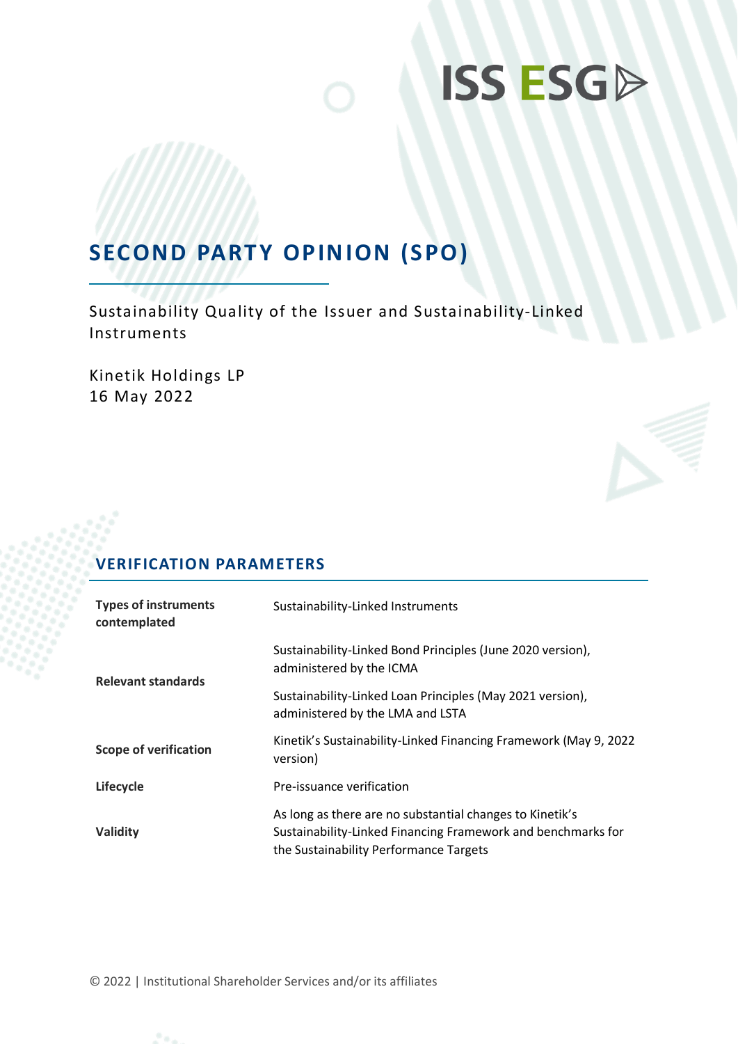ISS ESG

# SECOND PARTY OPINION (SPO)

Sustainability Quality of the Issuer and Sustainability-Linked Instruments

Kinetik Holdings LP
16 May 2022

## VERIFICATION PARAMETERS

| | |
|---|---|
| **Types of instruments contemplated** | Sustainability-Linked Instruments |
| **Relevant standards** | Sustainability-Linked Bond Principles (June 2020 version), administered by the ICMA<br><br>Sustainability-Linked Loan Principles (May 2021 version), administered by the LMA and LSTA |
| **Scope of verification** | Kinetik's Sustainability-Linked Financing Framework (May 9, 2022 version) |
| **Lifecycle** | Pre-issuance verification |
| **Validity** | As long as there are no substantial changes to Kinetik's Sustainability-Linked Financing Framework and benchmarks for the Sustainability Performance Targets |

© 2022 | Institutional Shareholder Services and/or its affiliates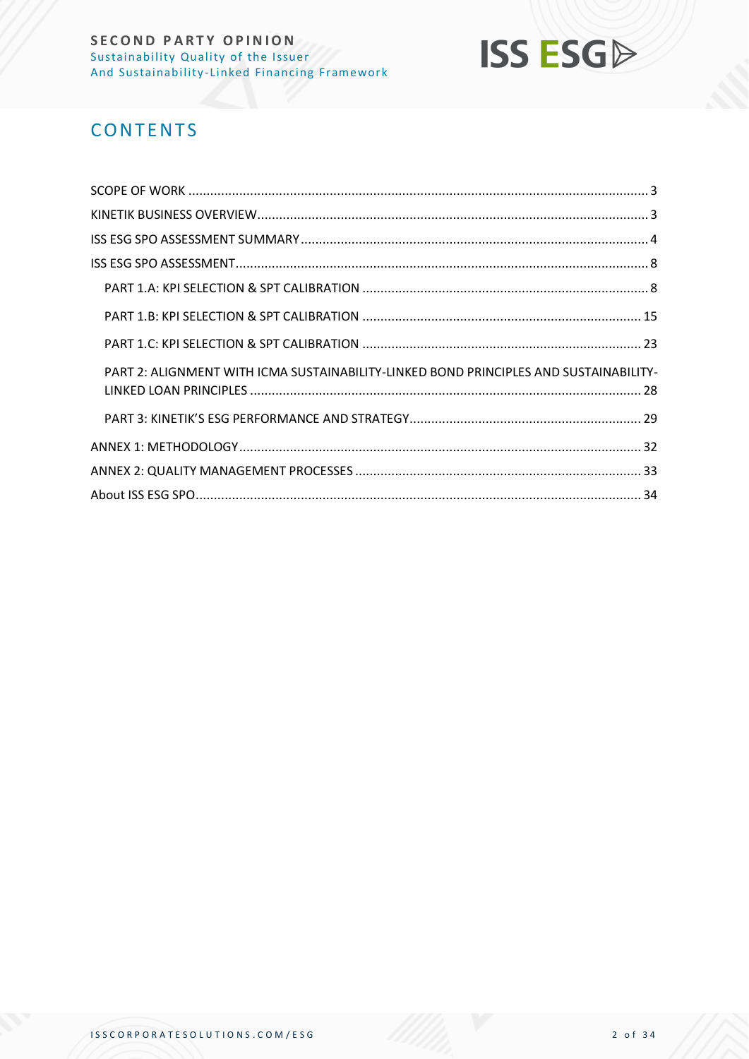# CONTENTS

SCOPE OF WORK ..... 3

KINETIK BUSINESS OVERVIEW ..... 3

ISS ESG SPO ASSESSMENT SUMMARY ..... 4

ISS ESG SPO ASSESSMENT ..... 8

- PART 1.A: KPI SELECTION & SPT CALIBRATION ..... 8
- PART 1.B: KPI SELECTION & SPT CALIBRATION ..... 15
- PART 1.C: KPI SELECTION & SPT CALIBRATION ..... 23
- PART 2: ALIGNMENT WITH ICMA SUSTAINABILITY-LINKED BOND PRINCIPLES AND SUSTAINABILITY-LINKED LOAN PRINCIPLES ..... 28
- PART 3: KINETIK'S ESG PERFORMANCE AND STRATEGY ..... 29

ANNEX 1: METHODOLOGY ..... 32

ANNEX 2: QUALITY MANAGEMENT PROCESSES ..... 33

About ISS ESG SPO ..... 34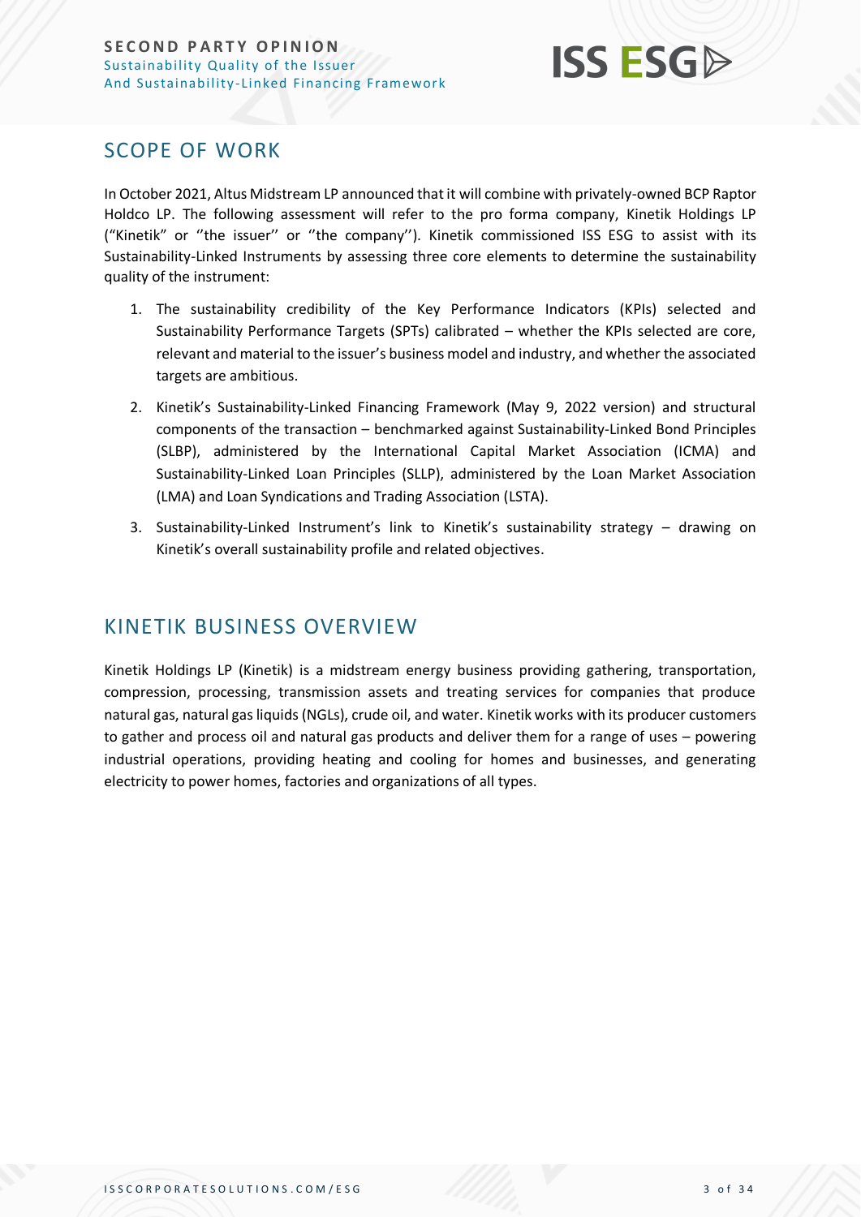## SCOPE OF WORK

In October 2021, Altus Midstream LP announced that it will combine with privately-owned BCP Raptor Holdco LP. The following assessment will refer to the pro forma company, Kinetik Holdings LP ("Kinetik" or ''the issuer'' or ''the company''). Kinetik commissioned ISS ESG to assist with its Sustainability-Linked Instruments by assessing three core elements to determine the sustainability quality of the instrument:

1. The sustainability credibility of the Key Performance Indicators (KPIs) selected and Sustainability Performance Targets (SPTs) calibrated – whether the KPIs selected are core, relevant and material to the issuer's business model and industry, and whether the associated targets are ambitious.
2. Kinetik's Sustainability-Linked Financing Framework (May 9, 2022 version) and structural components of the transaction – benchmarked against Sustainability-Linked Bond Principles (SLBP), administered by the International Capital Market Association (ICMA) and Sustainability-Linked Loan Principles (SLLP), administered by the Loan Market Association (LMA) and Loan Syndications and Trading Association (LSTA).
3. Sustainability-Linked Instrument's link to Kinetik's sustainability strategy – drawing on Kinetik's overall sustainability profile and related objectives.

## KINETIK BUSINESS OVERVIEW

Kinetik Holdings LP (Kinetik) is a midstream energy business providing gathering, transportation, compression, processing, transmission assets and treating services for companies that produce natural gas, natural gas liquids (NGLs), crude oil, and water. Kinetik works with its producer customers to gather and process oil and natural gas products and deliver them for a range of uses – powering industrial operations, providing heating and cooling for homes and businesses, and generating electricity to power homes, factories and organizations of all types.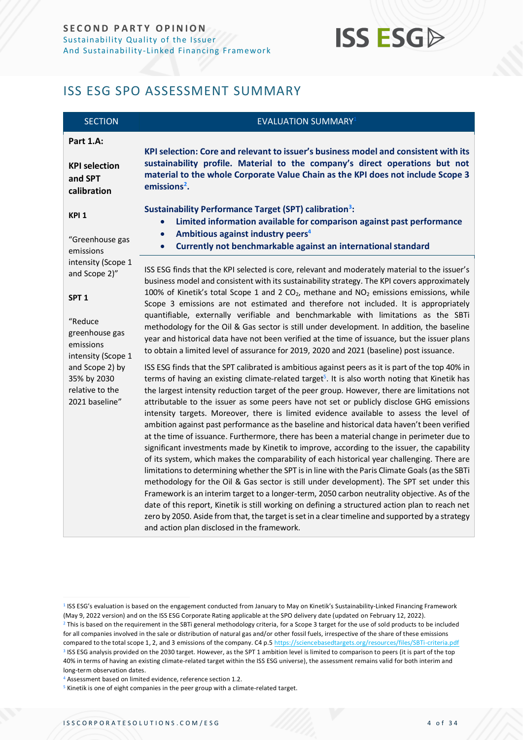## ISS ESG SPO ASSESSMENT SUMMARY

| SECTION | EVALUATION SUMMARY[1] |
|---|---|
| **Part 1.A:**<br><br>**KPI selection and SPT calibration**<br><br>**KPI 1**<br><br>"Greenhouse gas emissions intensity (Scope 1 and Scope 2)"<br><br>**SPT 1**<br><br>"Reduce greenhouse gas emissions intensity (Scope 1 and Scope 2) by 35% by 2030 relative to the 2021 baseline" | **KPI selection: Core and relevant to issuer's business model and consistent with its sustainability profile. Material to the company's direct operations but not material to the whole Corporate Value Chain as the KPI does not include Scope 3 emissions[2].**<br><br>**Sustainability Performance Target (SPT) calibration[3]:**<br>• **Limited information available for comparison against past performance**<br>• **Ambitious against industry peers[4]**<br>• **Currently not benchmarkable against an international standard**<br><br>ISS ESG finds that the KPI selected is core, relevant and moderately material to the issuer's business model and consistent with its sustainability strategy. The KPI covers approximately 100% of Kinetik's total Scope 1 and 2 $CO_2$, methane and $NO_2$ emissions emissions, while Scope 3 emissions are not estimated and therefore not included. It is appropriately quantifiable, externally verifiable and benchmarkable with limitations as the SBTi methodology for the Oil & Gas sector is still under development. In addition, the baseline year and historical data have not been verified at the time of issuance, but the issuer plans to obtain a limited level of assurance for 2019, 2020 and 2021 (baseline) post issuance.<br><br>ISS ESG finds that the SPT calibrated is ambitious against peers as it is part of the top 40% in terms of having an existing climate-related target[5]. It is also worth noting that Kinetik has the largest intensity reduction target of the peer group. However, there are limitations not attributable to the issuer as some peers have not set or publicly disclose GHG emissions intensity targets. Moreover, there is limited evidence available to assess the level of ambition against past performance as the baseline and historical data haven't been verified at the time of issuance. Furthermore, there has been a material change in perimeter due to significant investments made by Kinetik to improve, according to the issuer, the capability of its system, which makes the comparability of each historical year challenging. There are limitations to determining whether the SPT is in line with the Paris Climate Goals (as the SBTi methodology for the Oil & Gas sector is still under development). The SPT set under this Framework is an interim target to a longer-term, 2050 carbon neutrality objective. As of the date of this report, Kinetik is still working on defining a structured action plan to reach net zero by 2050. Aside from that, the target is set in a clear timeline and supported by a strategy and action plan disclosed in the framework. |

[1] ISS ESG's evaluation is based on the engagement conducted from January to May on Kinetik's Sustainability-Linked Financing Framework (May 9, 2022 version) and on the ISS ESG Corporate Rating applicable at the SPO delivery date (updated on February 12, 2022).

[2] This is based on the requirement in the SBTi general methodology criteria, for a Scope 3 target for the use of sold products to be included for all companies involved in the sale or distribution of natural gas and/or other fossil fuels, irrespective of the share of these emissions compared to the total scope 1, 2, and 3 emissions of the company. C4 p.5 https://sciencebasedtargets.org/resources/files/SBTi-criteria.pdf

[3] ISS ESG analysis provided on the 2030 target. However, as the SPT 1 ambition level is limited to comparison to peers (it is part of the top 40% in terms of having an existing climate-related target within the ISS ESG universe), the assessment remains valid for both interim and long-term observation dates.

[4] Assessment based on limited evidence, reference section 1.2.

[5] Kinetik is one of eight companies in the peer group with a climate-related target.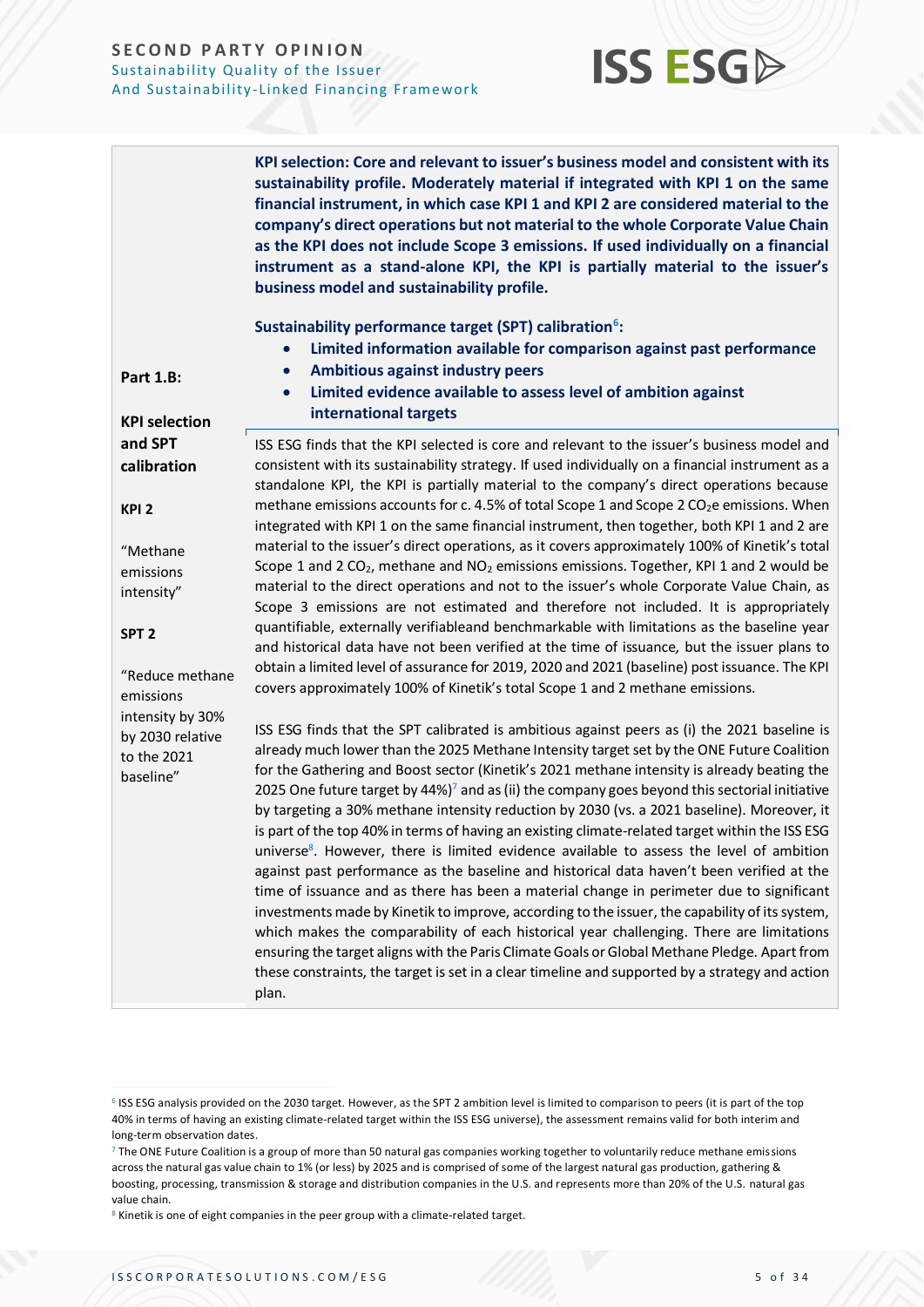| | |
|---|---|
| **Part 1.B:**<br><br>**KPI selection and SPT calibration**<br><br>**KPI 2**<br><br>"Methane emissions intensity"<br><br>**SPT 2**<br><br>"Reduce methane emissions intensity by 30% by 2030 relative to the 2021 baseline" | **KPI selection: Core and relevant to issuer's business model and consistent with its sustainability profile. Moderately material if integrated with KPI 1 on the same financial instrument, in which case KPI 1 and KPI 2 are considered material to the company's direct operations but not material to the whole Corporate Value Chain as the KPI does not include Scope 3 emissions. If used individually on a financial instrument as a stand-alone KPI, the KPI is partially material to the issuer's business model and sustainability profile.**<br><br>**Sustainability performance target (SPT) calibration[6]:**<br>• **Limited information available for comparison against past performance**<br>• **Ambitious against industry peers**<br>• **Limited evidence available to assess level of ambition against international targets**<br><br>ISS ESG finds that the KPI selected is core and relevant to the issuer's business model and consistent with its sustainability strategy. If used individually on a financial instrument as a standalone KPI, the KPI is partially material to the company's direct operations because methane emissions accounts for c. 4.5% of total Scope 1 and Scope 2 $CO_2$e emissions. When integrated with KPI 1 on the same financial instrument, then together, both KPI 1 and 2 are material to the issuer's direct operations, as it covers approximately 100% of Kinetik's total Scope 1 and 2 $CO_2$, methane and $NO_2$ emissions emissions. Together, KPI 1 and 2 would be material to the direct operations and not to the issuer's whole Corporate Value Chain, as Scope 3 emissions are not estimated and therefore not included. It is appropriately quantifiable, externally verifiableand benchmarkable with limitations as the baseline year and historical data have not been verified at the time of issuance, but the issuer plans to obtain a limited level of assurance for 2019, 2020 and 2021 (baseline) post issuance. The KPI covers approximately 100% of Kinetik's total Scope 1 and 2 methane emissions.<br><br>ISS ESG finds that the SPT calibrated is ambitious against peers as (i) the 2021 baseline is already much lower than the 2025 Methane Intensity target set by the ONE Future Coalition for the Gathering and Boost sector (Kinetik's 2021 methane intensity is already beating the 2025 One future target by 44%)[7] and as (ii) the company goes beyond this sectorial initiative by targeting a 30% methane intensity reduction by 2030 (vs. a 2021 baseline). Moreover, it is part of the top 40% in terms of having an existing climate-related target within the ISS ESG universe[8]. However, there is limited evidence available to assess the level of ambition against past performance as the baseline and historical data haven't been verified at the time of issuance and as there has been a material change in perimeter due to significant investments made by Kinetik to improve, according to the issuer, the capability of its system, which makes the comparability of each historical year challenging. There are limitations ensuring the target aligns with the Paris Climate Goals or Global Methane Pledge. Apart from these constraints, the target is set in a clear timeline and supported by a strategy and action plan. |

[6] ISS ESG analysis provided on the 2030 target. However, as the SPT 2 ambition level is limited to comparison to peers (it is part of the top 40% in terms of having an existing climate-related target within the ISS ESG universe), the assessment remains valid for both interim and long-term observation dates.

[7] The ONE Future Coalition is a group of more than 50 natural gas companies working together to voluntarily reduce methane emissions across the natural gas value chain to 1% (or less) by 2025 and is comprised of some of the largest natural gas production, gathering & boosting, processing, transmission & storage and distribution companies in the U.S. and represents more than 20% of the U.S. natural gas value chain.

[8] Kinetik is one of eight companies in the peer group with a climate-related target.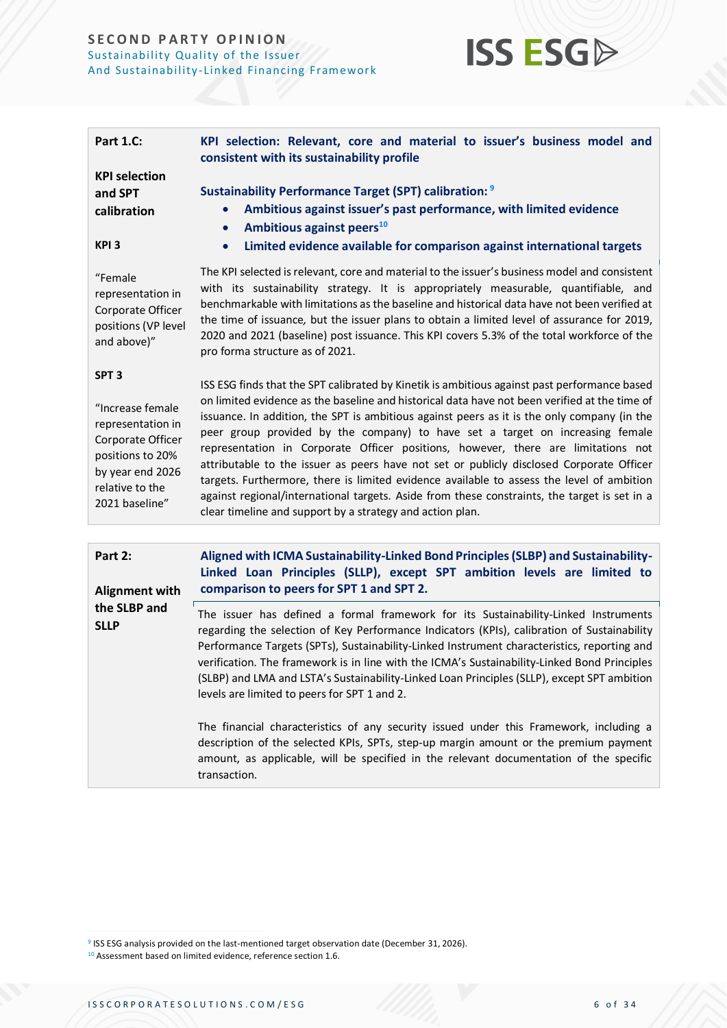| Part 1.C: KPI selection and SPT calibration | KPI selection: Relevant, core and material to issuer's business model and consistent with its sustainability profile |
|---|---|
| **KPI 3**<br><br>"Female representation in Corporate Officer positions (VP level and above)"<br><br>**SPT 3**<br><br>"Increase female representation in Corporate Officer positions to 20% by year end 2026 relative to the 2021 baseline" | **Sustainability Performance Target (SPT) calibration:** [9]<br>• **Ambitious against issuer's past performance, with limited evidence**<br>• **Ambitious against peers**[10]<br>• **Limited evidence available for comparison against international targets**<br><br>The KPI selected is relevant, core and material to the issuer's business model and consistent with its sustainability strategy. It is appropriately measurable, quantifiable, and benchmarkable with limitations as the baseline and historical data have not been verified at the time of issuance, but the issuer plans to obtain a limited level of assurance for 2019, 2020 and 2021 (baseline) post issuance. This KPI covers 5.3% of the total workforce of the pro forma structure as of 2021.<br><br>ISS ESG finds that the SPT calibrated by Kinetik is ambitious against past performance based on limited evidence as the baseline and historical data have not been verified at the time of issuance. In addition, the SPT is ambitious against peers as it is the only company (in the peer group provided by the company) to have set a target on increasing female representation in Corporate Officer positions, however, there are limitations not attributable to the issuer as peers have not set or publicly disclosed Corporate Officer targets. Furthermore, there is limited evidence available to assess the level of ambition against regional/international targets. Aside from these constraints, the target is set in a clear timeline and support by a strategy and action plan. |

| Part 2: Alignment with the SLBP and SLLP | Aligned with ICMA Sustainability-Linked Bond Principles (SLBP) and Sustainability-Linked Loan Principles (SLLP), except SPT ambition levels are limited to comparison to peers for SPT 1 and SPT 2. |
|---|---|
| | The issuer has defined a formal framework for its Sustainability-Linked Instruments regarding the selection of Key Performance Indicators (KPIs), calibration of Sustainability Performance Targets (SPTs), Sustainability-Linked Instrument characteristics, reporting and verification. The framework is in line with the ICMA's Sustainability-Linked Bond Principles (SLBP) and LMA and LSTA's Sustainability-Linked Loan Principles (SLLP), except SPT ambition levels are limited to peers for SPT 1 and 2.<br><br>The financial characteristics of any security issued under this Framework, including a description of the selected KPIs, SPTs, step-up margin amount or the premium payment amount, as applicable, will be specified in the relevant documentation of the specific transaction. |

[9] ISS ESG analysis provided on the last-mentioned target observation date (December 31, 2026).

[10] Assessment based on limited evidence, reference section 1.6.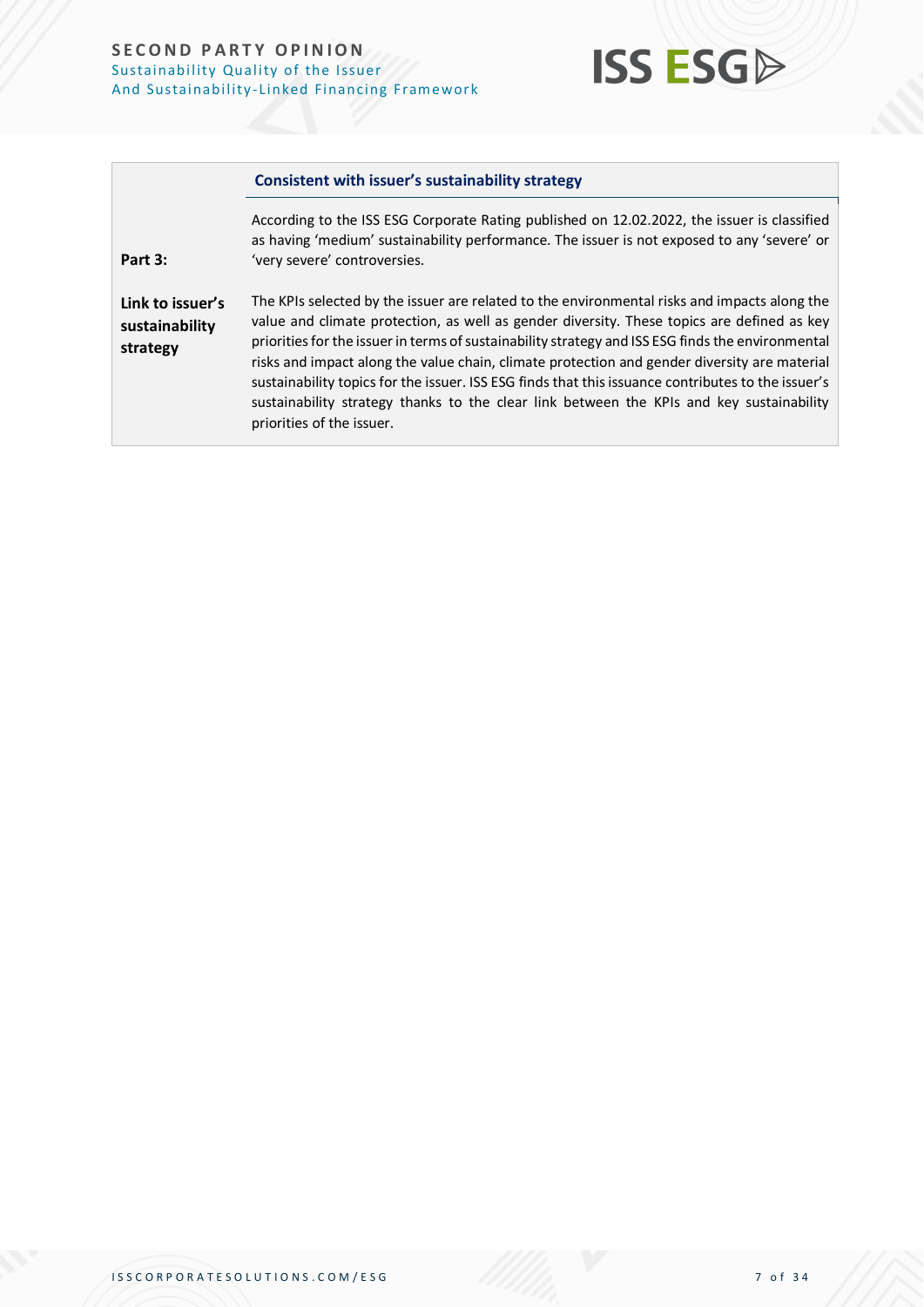| | Consistent with issuer's sustainability strategy |
|---|---|
| **Part 3:**<br><br>**Link to issuer's sustainability strategy** | According to the ISS ESG Corporate Rating published on 12.02.2022, the issuer is classified as having 'medium' sustainability performance. The issuer is not exposed to any 'severe' or 'very severe' controversies.<br><br>The KPIs selected by the issuer are related to the environmental risks and impacts along the value and climate protection, as well as gender diversity. These topics are defined as key priorities for the issuer in terms of sustainability strategy and ISS ESG finds the environmental risks and impact along the value chain, climate protection and gender diversity are material sustainability topics for the issuer. ISS ESG finds that this issuance contributes to the issuer's sustainability strategy thanks to the clear link between the KPIs and key sustainability priorities of the issuer. |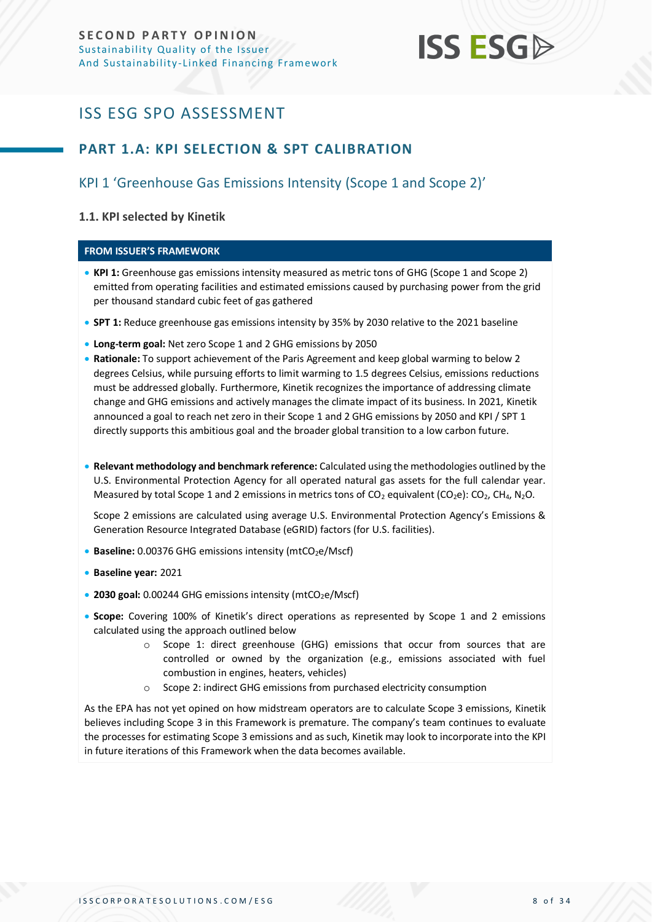# ISS ESG SPO ASSESSMENT

## PART 1.A: KPI SELECTION & SPT CALIBRATION

### KPI 1 'Greenhouse Gas Emissions Intensity (Scope 1 and Scope 2)'

#### 1.1. KPI selected by Kinetik

**FROM ISSUER'S FRAMEWORK**

- **KPI 1:** Greenhouse gas emissions intensity measured as metric tons of GHG (Scope 1 and Scope 2) emitted from operating facilities and estimated emissions caused by purchasing power from the grid per thousand standard cubic feet of gas gathered
- **SPT 1:** Reduce greenhouse gas emissions intensity by 35% by 2030 relative to the 2021 baseline
- **Long-term goal:** Net zero Scope 1 and 2 GHG emissions by 2050
- **Rationale:** To support achievement of the Paris Agreement and keep global warming to below 2 degrees Celsius, while pursuing efforts to limit warming to 1.5 degrees Celsius, emissions reductions must be addressed globally. Furthermore, Kinetik recognizes the importance of addressing climate change and GHG emissions and actively manages the climate impact of its business. In 2021, Kinetik announced a goal to reach net zero in their Scope 1 and 2 GHG emissions by 2050 and KPI / SPT 1 directly supports this ambitious goal and the broader global transition to a low carbon future.
- **Relevant methodology and benchmark reference:** Calculated using the methodologies outlined by the U.S. Environmental Protection Agency for all operated natural gas assets for the full calendar year. Measured by total Scope 1 and 2 emissions in metrics tons of $CO_2$ equivalent ($CO_2e$): $CO_2$, $CH_4$, $N_2O$.

  Scope 2 emissions are calculated using average U.S. Environmental Protection Agency's Emissions & Generation Resource Integrated Database (eGRID) factors (for U.S. facilities).
- **Baseline:** 0.00376 GHG emissions intensity ($mtCO_2e$/Mscf)
- **Baseline year:** 2021
- **2030 goal:** 0.00244 GHG emissions intensity ($mtCO_2e$/Mscf)
- **Scope:** Covering 100% of Kinetik's direct operations as represented by Scope 1 and 2 emissions calculated using the approach outlined below
  - Scope 1: direct greenhouse (GHG) emissions that occur from sources that are controlled or owned by the organization (e.g., emissions associated with fuel combustion in engines, heaters, vehicles)
  - Scope 2: indirect GHG emissions from purchased electricity consumption

As the EPA has not yet opined on how midstream operators are to calculate Scope 3 emissions, Kinetik believes including Scope 3 in this Framework is premature. The company's team continues to evaluate the processes for estimating Scope 3 emissions and as such, Kinetik may look to incorporate into the KPI in future iterations of this Framework when the data becomes available.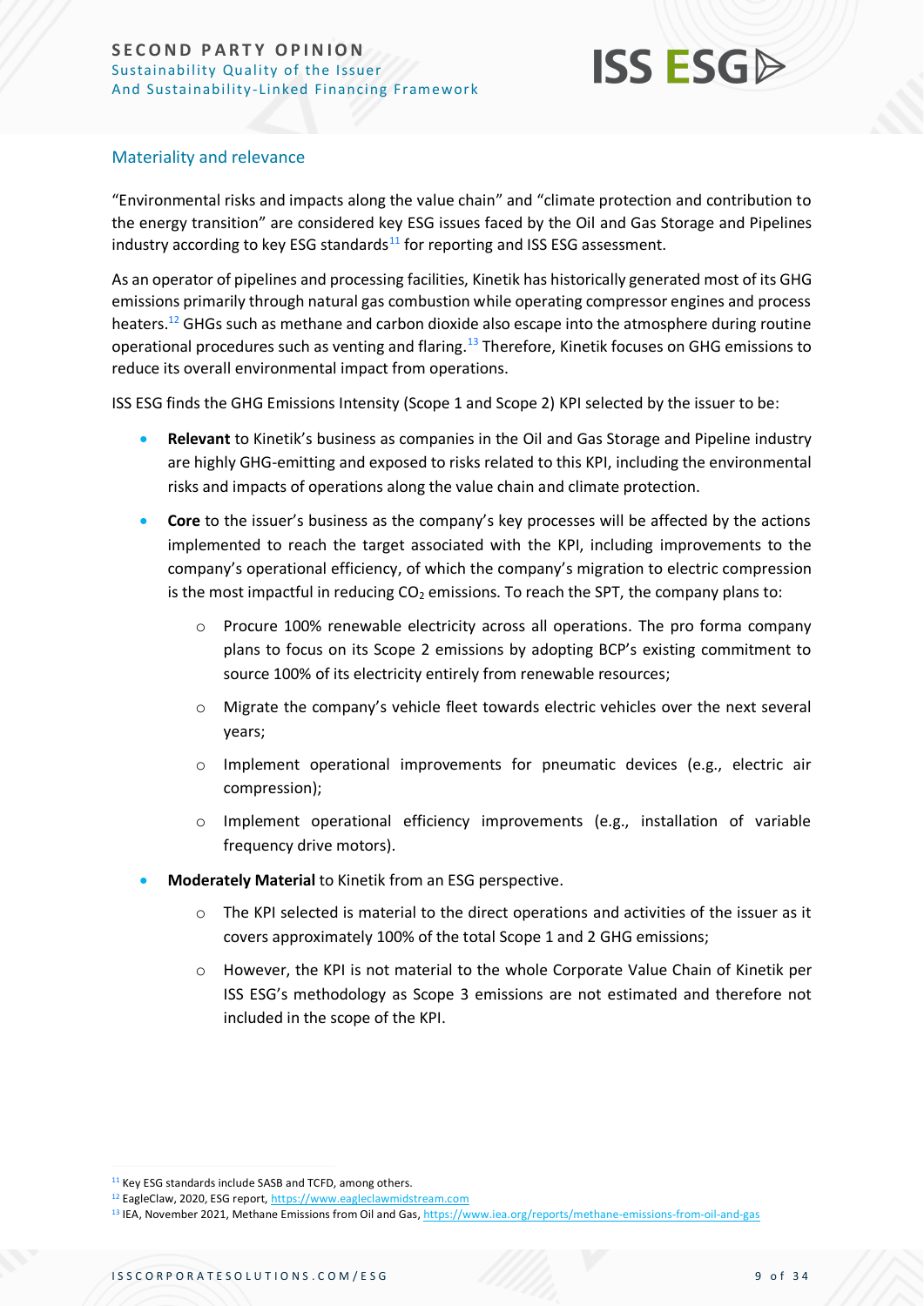## Materiality and relevance

"Environmental risks and impacts along the value chain" and "climate protection and contribution to the energy transition" are considered key ESG issues faced by the Oil and Gas Storage and Pipelines industry according to key ESG standards[11] for reporting and ISS ESG assessment.

As an operator of pipelines and processing facilities, Kinetik has historically generated most of its GHG emissions primarily through natural gas combustion while operating compressor engines and process heaters.[12] GHGs such as methane and carbon dioxide also escape into the atmosphere during routine operational procedures such as venting and flaring.[13] Therefore, Kinetik focuses on GHG emissions to reduce its overall environmental impact from operations.

ISS ESG finds the GHG Emissions Intensity (Scope 1 and Scope 2) KPI selected by the issuer to be:

- **Relevant** to Kinetik's business as companies in the Oil and Gas Storage and Pipeline industry are highly GHG-emitting and exposed to risks related to this KPI, including the environmental risks and impacts of operations along the value chain and climate protection.
- **Core** to the issuer's business as the company's key processes will be affected by the actions implemented to reach the target associated with the KPI, including improvements to the company's operational efficiency, of which the company's migration to electric compression is the most impactful in reducing $CO_2$ emissions. To reach the SPT, the company plans to:
  - Procure 100% renewable electricity across all operations. The pro forma company plans to focus on its Scope 2 emissions by adopting BCP's existing commitment to source 100% of its electricity entirely from renewable resources;
  - Migrate the company's vehicle fleet towards electric vehicles over the next several years;
  - Implement operational improvements for pneumatic devices (e.g., electric air compression);
  - Implement operational efficiency improvements (e.g., installation of variable frequency drive motors).
- **Moderately Material** to Kinetik from an ESG perspective.
  - The KPI selected is material to the direct operations and activities of the issuer as it covers approximately 100% of the total Scope 1 and 2 GHG emissions;
  - However, the KPI is not material to the whole Corporate Value Chain of Kinetik per ISS ESG's methodology as Scope 3 emissions are not estimated and therefore not included in the scope of the KPI.

---

[11] Key ESG standards include SASB and TCFD, among others.

[12] EagleClaw, 2020, ESG report, https://www.eagleclawmidstream.com

[13] IEA, November 2021, Methane Emissions from Oil and Gas, https://www.iea.org/reports/methane-emissions-from-oil-and-gas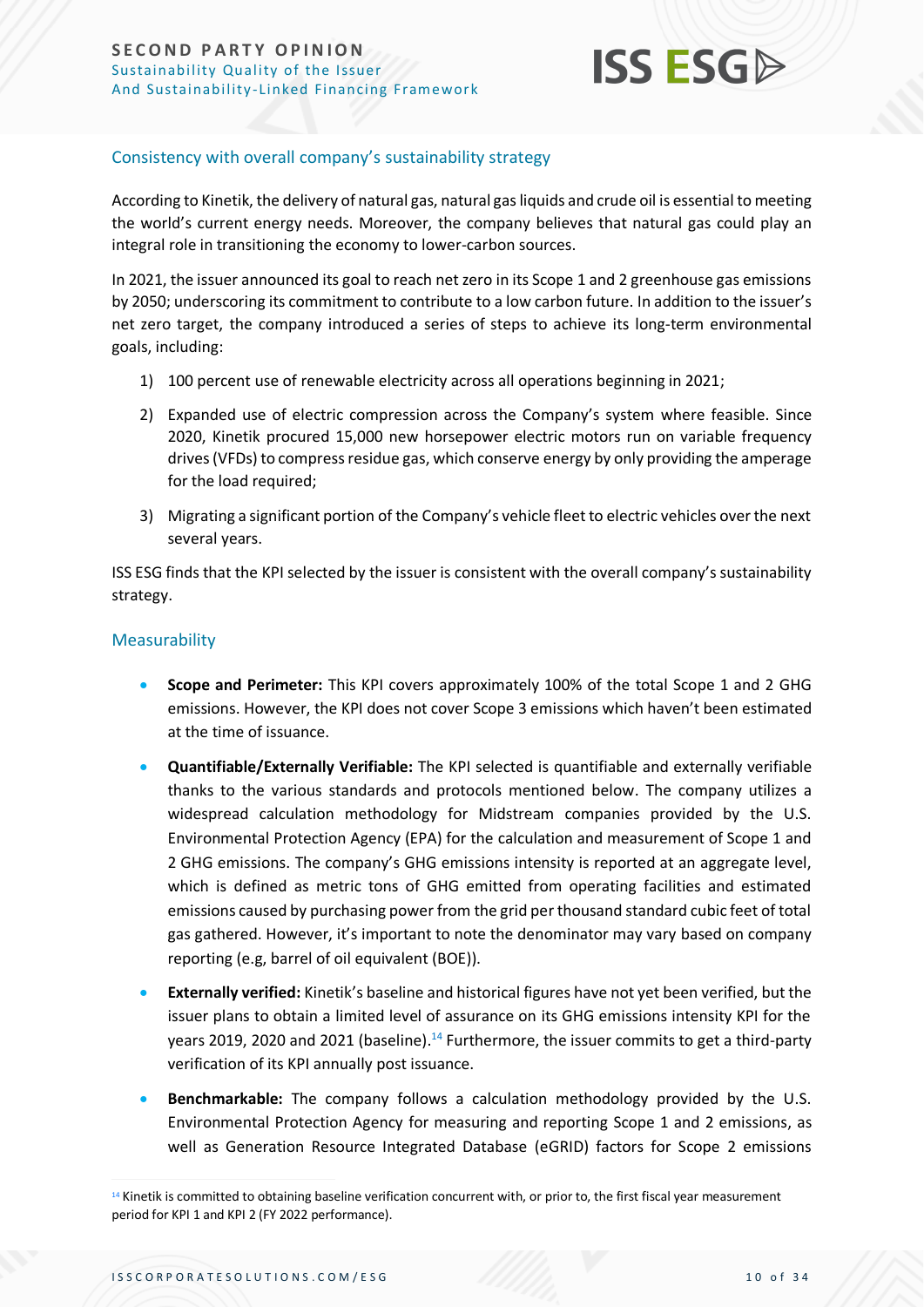## Consistency with overall company's sustainability strategy

According to Kinetik, the delivery of natural gas, natural gas liquids and crude oil is essential to meeting the world's current energy needs. Moreover, the company believes that natural gas could play an integral role in transitioning the economy to lower-carbon sources.

In 2021, the issuer announced its goal to reach net zero in its Scope 1 and 2 greenhouse gas emissions by 2050; underscoring its commitment to contribute to a low carbon future. In addition to the issuer's net zero target, the company introduced a series of steps to achieve its long-term environmental goals, including:

1) 100 percent use of renewable electricity across all operations beginning in 2021;
2) Expanded use of electric compression across the Company's system where feasible. Since 2020, Kinetik procured 15,000 new horsepower electric motors run on variable frequency drives (VFDs) to compress residue gas, which conserve energy by only providing the amperage for the load required;
3) Migrating a significant portion of the Company's vehicle fleet to electric vehicles over the next several years.

ISS ESG finds that the KPI selected by the issuer is consistent with the overall company's sustainability strategy.

## Measurability

- **Scope and Perimeter:** This KPI covers approximately 100% of the total Scope 1 and 2 GHG emissions. However, the KPI does not cover Scope 3 emissions which haven't been estimated at the time of issuance.
- **Quantifiable/Externally Verifiable:** The KPI selected is quantifiable and externally verifiable thanks to the various standards and protocols mentioned below. The company utilizes a widespread calculation methodology for Midstream companies provided by the U.S. Environmental Protection Agency (EPA) for the calculation and measurement of Scope 1 and 2 GHG emissions. The company's GHG emissions intensity is reported at an aggregate level, which is defined as metric tons of GHG emitted from operating facilities and estimated emissions caused by purchasing power from the grid per thousand standard cubic feet of total gas gathered. However, it's important to note the denominator may vary based on company reporting (e.g, barrel of oil equivalent (BOE)).
- **Externally verified:** Kinetik's baseline and historical figures have not yet been verified, but the issuer plans to obtain a limited level of assurance on its GHG emissions intensity KPI for the years 2019, 2020 and 2021 (baseline).[14] Furthermore, the issuer commits to get a third-party verification of its KPI annually post issuance.
- **Benchmarkable:** The company follows a calculation methodology provided by the U.S. Environmental Protection Agency for measuring and reporting Scope 1 and 2 emissions, as well as Generation Resource Integrated Database (eGRID) factors for Scope 2 emissions

[14] Kinetik is committed to obtaining baseline verification concurrent with, or prior to, the first fiscal year measurement period for KPI 1 and KPI 2 (FY 2022 performance).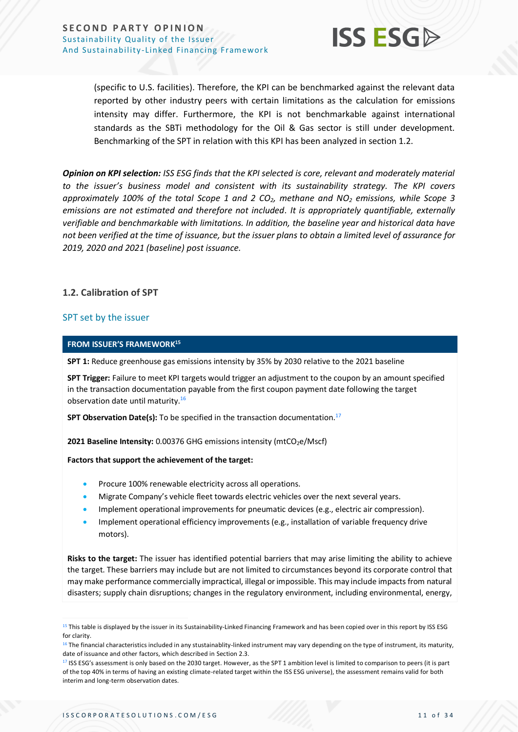(specific to U.S. facilities). Therefore, the KPI can be benchmarked against the relevant data reported by other industry peers with certain limitations as the calculation for emissions intensity may differ. Furthermore, the KPI is not benchmarkable against international standards as the SBTi methodology for the Oil & Gas sector is still under development. Benchmarking of the SPT in relation with this KPI has been analyzed in section 1.2.

***Opinion on KPI selection:*** *ISS ESG finds that the KPI selected is core, relevant and moderately material to the issuer's business model and consistent with its sustainability strategy. The KPI covers approximately 100% of the total Scope 1 and 2 $CO_2$, methane and $NO_2$ emissions, while Scope 3 emissions are not estimated and therefore not included. It is appropriately quantifiable, externally verifiable and benchmarkable with limitations. In addition, the baseline year and historical data have not been verified at the time of issuance, but the issuer plans to obtain a limited level of assurance for 2019, 2020 and 2021 (baseline) post issuance.*

### 1.2. Calibration of SPT

#### SPT set by the issuer

**FROM ISSUER'S FRAMEWORK**[15]

**SPT 1:** Reduce greenhouse gas emissions intensity by 35% by 2030 relative to the 2021 baseline

**SPT Trigger:** Failure to meet KPI targets would trigger an adjustment to the coupon by an amount specified in the transaction documentation payable from the first coupon payment date following the target observation date until maturity.[16]

**SPT Observation Date(s):** To be specified in the transaction documentation.[17]

**2021 Baseline Intensity:** 0.00376 GHG emissions intensity (mt$CO_2$e/Mscf)

**Factors that support the achievement of the target:**

- Procure 100% renewable electricity across all operations.
- Migrate Company's vehicle fleet towards electric vehicles over the next several years.
- Implement operational improvements for pneumatic devices (e.g., electric air compression).
- Implement operational efficiency improvements (e.g., installation of variable frequency drive motors).

**Risks to the target:** The issuer has identified potential barriers that may arise limiting the ability to achieve the target. These barriers may include but are not limited to circumstances beyond its corporate control that may make performance commercially impractical, illegal or impossible. This may include impacts from natural disasters; supply chain disruptions; changes in the regulatory environment, including environmental, energy,

[15] This table is displayed by the issuer in its Sustainability-Linked Financing Framework and has been copied over in this report by ISS ESG for clarity.

[16] The financial characteristics included in any stustainablity-linked instrument may vary depending on the type of instrument, its maturity, date of issuance and other factors, which described in Section 2.3.

[17] ISS ESG's assessment is only based on the 2030 target. However, as the SPT 1 ambition level is limited to comparison to peers (it is part of the top 40% in terms of having an existing climate-related target within the ISS ESG universe), the assessment remains valid for both interim and long-term observation dates.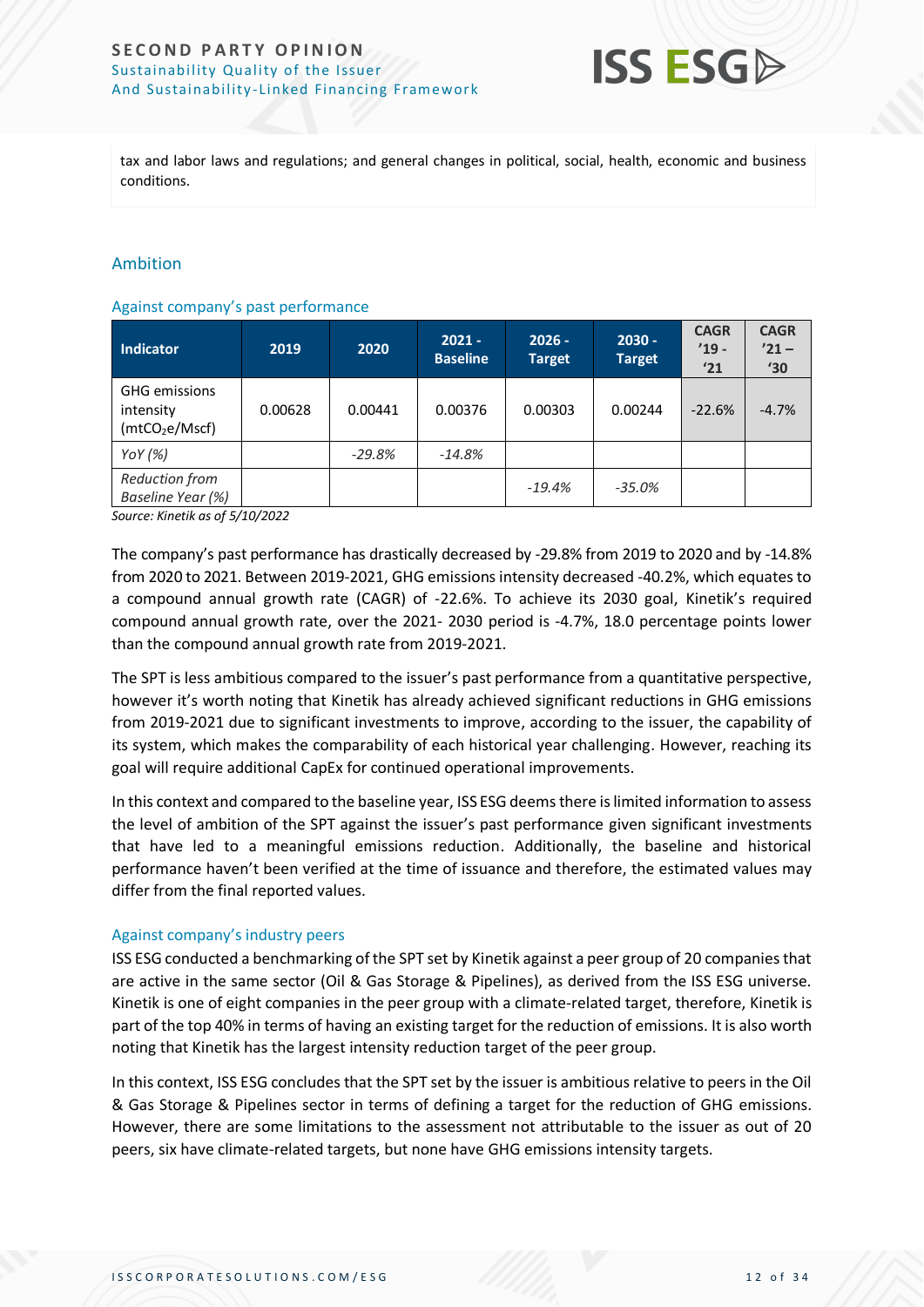tax and labor laws and regulations; and general changes in political, social, health, economic and business conditions.

## Ambition

### Against company's past performance

| Indicator | 2019 | 2020 | 2021 - Baseline | 2026 - Target | 2030 - Target | CAGR '19 - '21 | CAGR '21 – '30 |
|---|---|---|---|---|---|---|---|
| GHG emissions intensity ($mtCO_2e$/Mscf) | 0.00628 | 0.00441 | 0.00376 | 0.00303 | 0.00244 | -22.6% | -4.7% |
| *YoY (%)* | | *-29.8%* | *-14.8%* | | | | |
| *Reduction from Baseline Year (%)* | | | | *-19.4%* | *-35.0%* | | |

*Source: Kinetik as of 5/10/2022*

The company's past performance has drastically decreased by -29.8% from 2019 to 2020 and by -14.8% from 2020 to 2021. Between 2019-2021, GHG emissions intensity decreased -40.2%, which equates to a compound annual growth rate (CAGR) of -22.6%. To achieve its 2030 goal, Kinetik's required compound annual growth rate, over the 2021- 2030 period is -4.7%, 18.0 percentage points lower than the compound annual growth rate from 2019-2021.

The SPT is less ambitious compared to the issuer's past performance from a quantitative perspective, however it's worth noting that Kinetik has already achieved significant reductions in GHG emissions from 2019-2021 due to significant investments to improve, according to the issuer, the capability of its system, which makes the comparability of each historical year challenging. However, reaching its goal will require additional CapEx for continued operational improvements.

In this context and compared to the baseline year, ISS ESG deems there is limited information to assess the level of ambition of the SPT against the issuer's past performance given significant investments that have led to a meaningful emissions reduction. Additionally, the baseline and historical performance haven't been verified at the time of issuance and therefore, the estimated values may differ from the final reported values.

### Against company's industry peers

ISS ESG conducted a benchmarking of the SPT set by Kinetik against a peer group of 20 companies that are active in the same sector (Oil & Gas Storage & Pipelines), as derived from the ISS ESG universe. Kinetik is one of eight companies in the peer group with a climate-related target, therefore, Kinetik is part of the top 40% in terms of having an existing target for the reduction of emissions. It is also worth noting that Kinetik has the largest intensity reduction target of the peer group.

In this context, ISS ESG concludes that the SPT set by the issuer is ambitious relative to peers in the Oil & Gas Storage & Pipelines sector in terms of defining a target for the reduction of GHG emissions. However, there are some limitations to the assessment not attributable to the issuer as out of 20 peers, six have climate-related targets, but none have GHG emissions intensity targets.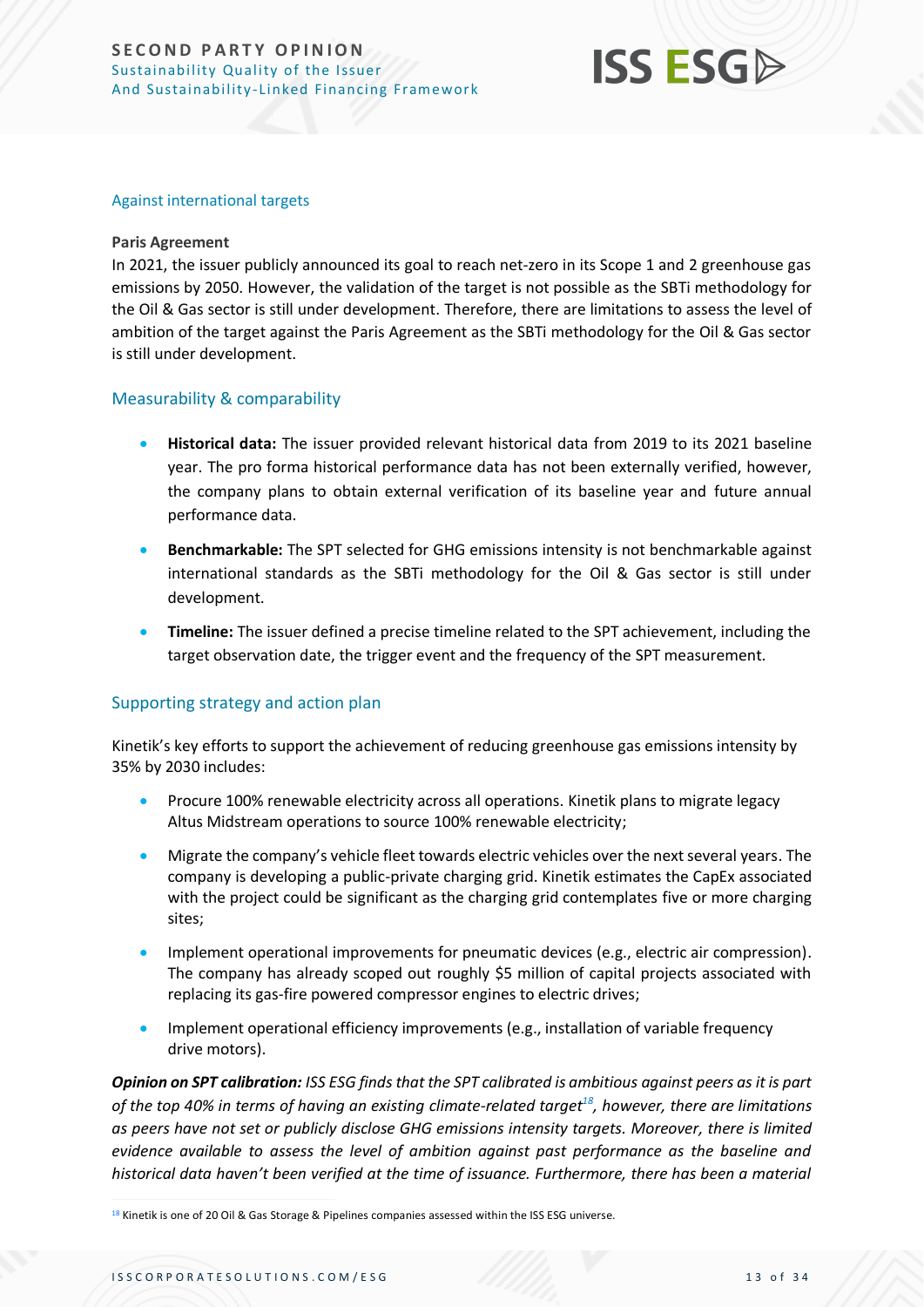### Against international targets

**Paris Agreement**
In 2021, the issuer publicly announced its goal to reach net-zero in its Scope 1 and 2 greenhouse gas emissions by 2050. However, the validation of the target is not possible as the SBTi methodology for the Oil & Gas sector is still under development. Therefore, there are limitations to assess the level of ambition of the target against the Paris Agreement as the SBTi methodology for the Oil & Gas sector is still under development.

### Measurability & comparability

- **Historical data:** The issuer provided relevant historical data from 2019 to its 2021 baseline year. The pro forma historical performance data has not been externally verified, however, the company plans to obtain external verification of its baseline year and future annual performance data.
- **Benchmarkable:** The SPT selected for GHG emissions intensity is not benchmarkable against international standards as the SBTi methodology for the Oil & Gas sector is still under development.
- **Timeline:** The issuer defined a precise timeline related to the SPT achievement, including the target observation date, the trigger event and the frequency of the SPT measurement.

### Supporting strategy and action plan

Kinetik's key efforts to support the achievement of reducing greenhouse gas emissions intensity by 35% by 2030 includes:

- Procure 100% renewable electricity across all operations. Kinetik plans to migrate legacy Altus Midstream operations to source 100% renewable electricity;
- Migrate the company's vehicle fleet towards electric vehicles over the next several years. The company is developing a public-private charging grid. Kinetik estimates the CapEx associated with the project could be significant as the charging grid contemplates five or more charging sites;
- Implement operational improvements for pneumatic devices (e.g., electric air compression). The company has already scoped out roughly $5 million of capital projects associated with replacing its gas-fire powered compressor engines to electric drives;
- Implement operational efficiency improvements (e.g., installation of variable frequency drive motors).

***Opinion on SPT calibration:*** *ISS ESG finds that the SPT calibrated is ambitious against peers as it is part of the top 40% in terms of having an existing climate-related target[18], however, there are limitations as peers have not set or publicly disclose GHG emissions intensity targets. Moreover, there is limited evidence available to assess the level of ambition against past performance as the baseline and historical data haven't been verified at the time of issuance. Furthermore, there has been a material*

[18] Kinetik is one of 20 Oil & Gas Storage & Pipelines companies assessed within the ISS ESG universe.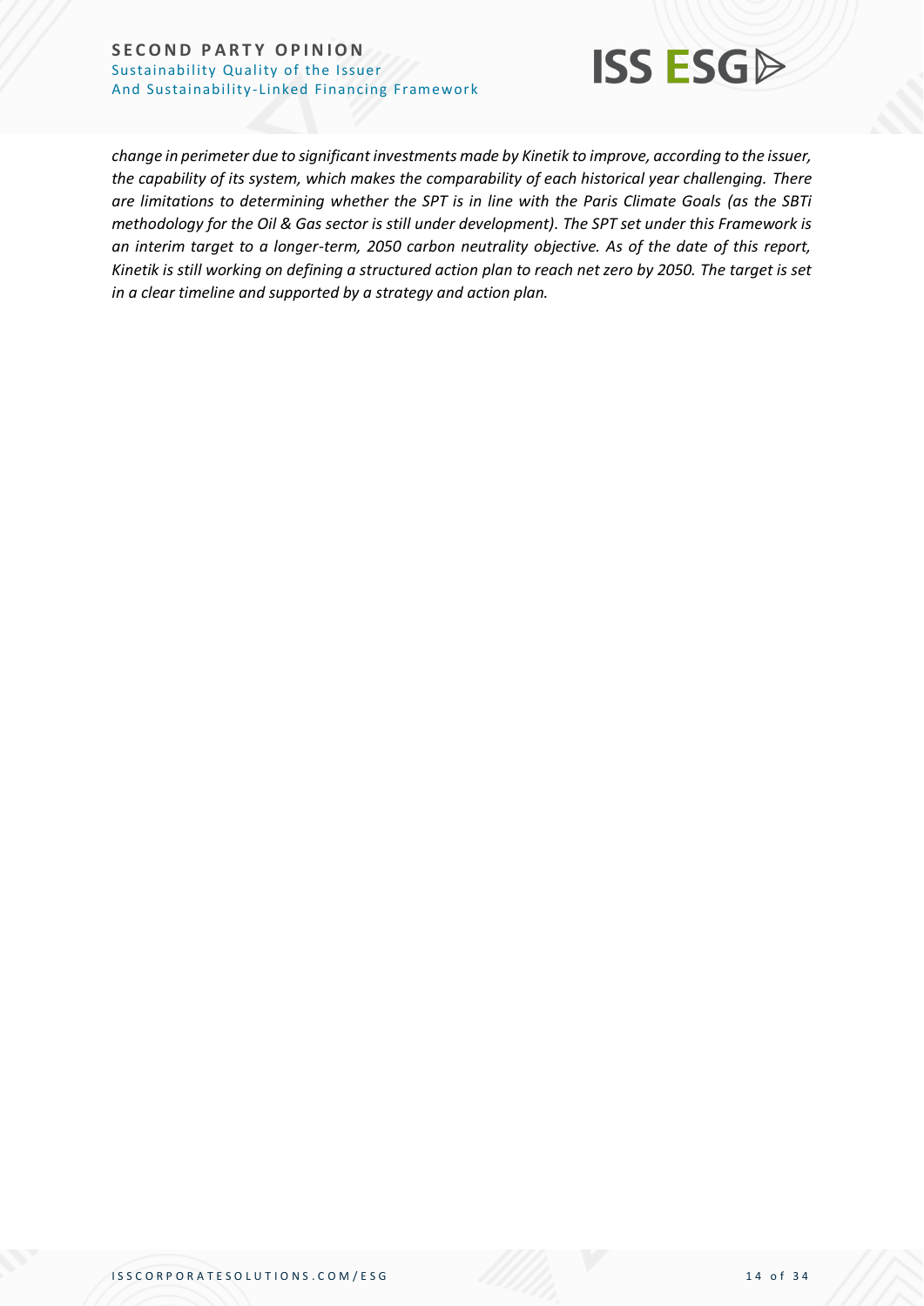*change in perimeter due to significant investments made by Kinetik to improve, according to the issuer, the capability of its system, which makes the comparability of each historical year challenging. There are limitations to determining whether the SPT is in line with the Paris Climate Goals (as the SBTi methodology for the Oil & Gas sector is still under development). The SPT set under this Framework is an interim target to a longer-term, 2050 carbon neutrality objective. As of the date of this report, Kinetik is still working on defining a structured action plan to reach net zero by 2050. The target is set in a clear timeline and supported by a strategy and action plan.*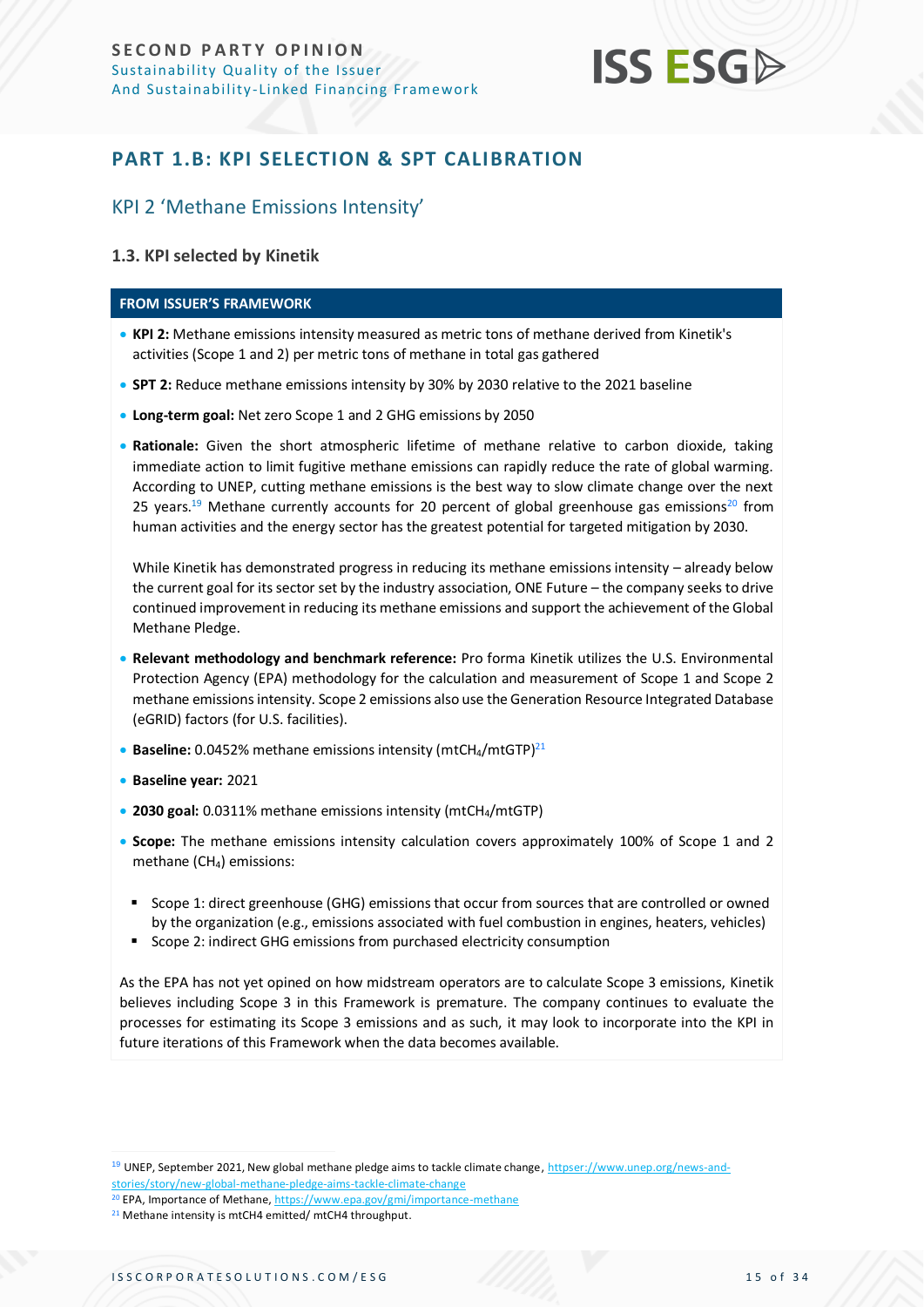## PART 1.B: KPI SELECTION & SPT CALIBRATION

### KPI 2 'Methane Emissions Intensity'

#### 1.3. KPI selected by Kinetik

**FROM ISSUER'S FRAMEWORK**

- **KPI 2:** Methane emissions intensity measured as metric tons of methane derived from Kinetik's activities (Scope 1 and 2) per metric tons of methane in total gas gathered
- **SPT 2:** Reduce methane emissions intensity by 30% by 2030 relative to the 2021 baseline
- **Long-term goal:** Net zero Scope 1 and 2 GHG emissions by 2050
- **Rationale:** Given the short atmospheric lifetime of methane relative to carbon dioxide, taking immediate action to limit fugitive methane emissions can rapidly reduce the rate of global warming. According to UNEP, cutting methane emissions is the best way to slow climate change over the next 25 years.[19] Methane currently accounts for 20 percent of global greenhouse gas emissions[20] from human activities and the energy sector has the greatest potential for targeted mitigation by 2030.

  While Kinetik has demonstrated progress in reducing its methane emissions intensity – already below the current goal for its sector set by the industry association, ONE Future – the company seeks to drive continued improvement in reducing its methane emissions and support the achievement of the Global Methane Pledge.

- **Relevant methodology and benchmark reference:** Pro forma Kinetik utilizes the U.S. Environmental Protection Agency (EPA) methodology for the calculation and measurement of Scope 1 and Scope 2 methane emissions intensity. Scope 2 emissions also use the Generation Resource Integrated Database (eGRID) factors (for U.S. facilities).
- **Baseline:** 0.0452% methane emissions intensity ($mtCH_4/mtGTP$)[21]
- **Baseline year:** 2021
- **2030 goal:** 0.0311% methane emissions intensity ($mtCH_4/mtGTP$)
- **Scope:** The methane emissions intensity calculation covers approximately 100% of Scope 1 and 2 methane ($CH_4$) emissions:
  - Scope 1: direct greenhouse (GHG) emissions that occur from sources that are controlled or owned by the organization (e.g., emissions associated with fuel combustion in engines, heaters, vehicles)
  - Scope 2: indirect GHG emissions from purchased electricity consumption

As the EPA has not yet opined on how midstream operators are to calculate Scope 3 emissions, Kinetik believes including Scope 3 in this Framework is premature. The company continues to evaluate the processes for estimating its Scope 3 emissions and as such, it may look to incorporate into the KPI in future iterations of this Framework when the data becomes available.

---

[19] UNEP, September 2021, New global methane pledge aims to tackle climate change, httpser://www.unep.org/news-and-stories/story/new-global-methane-pledge-aims-tackle-climate-change

[20] EPA, Importance of Methane, https://www.epa.gov/gmi/importance-methane

[21] Methane intensity is mtCH4 emitted/ mtCH4 throughput.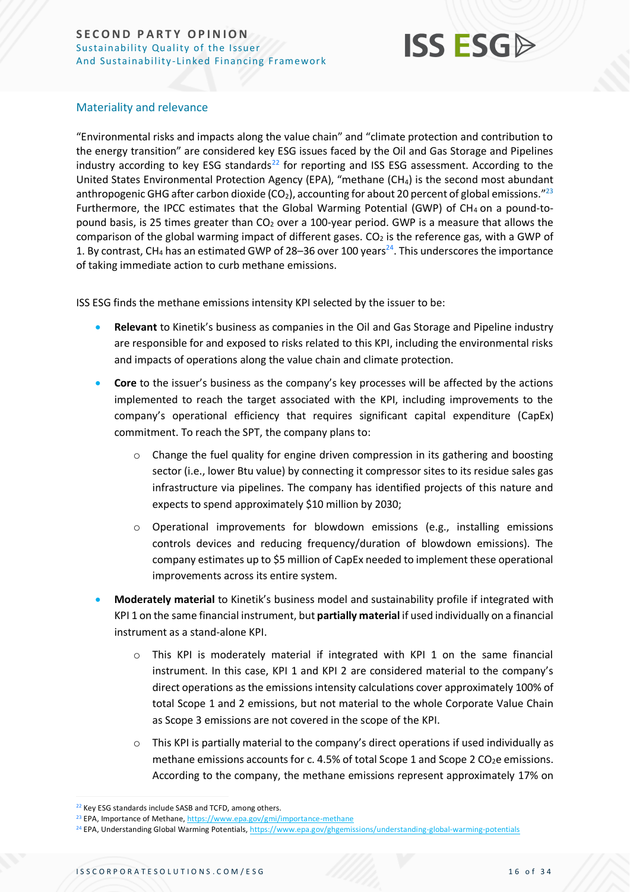## Materiality and relevance

"Environmental risks and impacts along the value chain" and "climate protection and contribution to the energy transition" are considered key ESG issues faced by the Oil and Gas Storage and Pipelines industry according to key ESG standards[22] for reporting and ISS ESG assessment. According to the United States Environmental Protection Agency (EPA), "methane ($CH_4$) is the second most abundant anthropogenic GHG after carbon dioxide ($CO_2$), accounting for about 20 percent of global emissions."[23] Furthermore, the IPCC estimates that the Global Warming Potential (GWP) of $CH_4$ on a pound-to-pound basis, is 25 times greater than $CO_2$ over a 100-year period. GWP is a measure that allows the comparison of the global warming impact of different gases. $CO_2$ is the reference gas, with a GWP of 1. By contrast, $CH_4$ has an estimated GWP of 28–36 over 100 years[24]. This underscores the importance of taking immediate action to curb methane emissions.

ISS ESG finds the methane emissions intensity KPI selected by the issuer to be:

- **Relevant** to Kinetik's business as companies in the Oil and Gas Storage and Pipeline industry are responsible for and exposed to risks related to this KPI, including the environmental risks and impacts of operations along the value chain and climate protection.
- **Core** to the issuer's business as the company's key processes will be affected by the actions implemented to reach the target associated with the KPI, including improvements to the company's operational efficiency that requires significant capital expenditure (CapEx) commitment. To reach the SPT, the company plans to:
  - Change the fuel quality for engine driven compression in its gathering and boosting sector (i.e., lower Btu value) by connecting it compressor sites to its residue sales gas infrastructure via pipelines. The company has identified projects of this nature and expects to spend approximately $10 million by 2030;
  - Operational improvements for blowdown emissions (e.g., installing emissions controls devices and reducing frequency/duration of blowdown emissions). The company estimates up to $5 million of CapEx needed to implement these operational improvements across its entire system.
- **Moderately material** to Kinetik's business model and sustainability profile if integrated with KPI 1 on the same financial instrument, but **partially material** if used individually on a financial instrument as a stand-alone KPI.
  - This KPI is moderately material if integrated with KPI 1 on the same financial instrument. In this case, KPI 1 and KPI 2 are considered material to the company's direct operations as the emissions intensity calculations cover approximately 100% of total Scope 1 and 2 emissions, but not material to the whole Corporate Value Chain as Scope 3 emissions are not covered in the scope of the KPI.
  - This KPI is partially material to the company's direct operations if used individually as methane emissions accounts for c. 4.5% of total Scope 1 and Scope 2 $CO_2e$ emissions. According to the company, the methane emissions represent approximately 17% on

[22] Key ESG standards include SASB and TCFD, among others.

[23] EPA, Importance of Methane, https://www.epa.gov/gmi/importance-methane

[24] EPA, Understanding Global Warming Potentials, https://www.epa.gov/ghgemissions/understanding-global-warming-potentials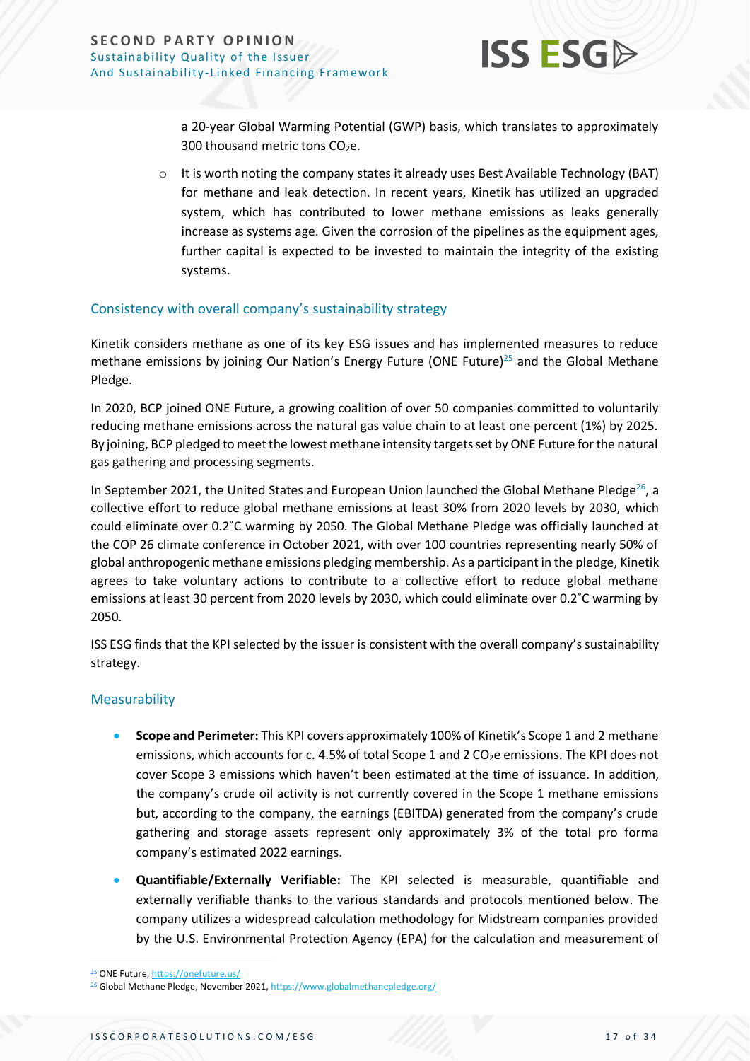a 20-year Global Warming Potential (GWP) basis, which translates to approximately 300 thousand metric tons $CO_2e$.

- It is worth noting the company states it already uses Best Available Technology (BAT) for methane and leak detection. In recent years, Kinetik has utilized an upgraded system, which has contributed to lower methane emissions as leaks generally increase as systems age. Given the corrosion of the pipelines as the equipment ages, further capital is expected to be invested to maintain the integrity of the existing systems.

## Consistency with overall company's sustainability strategy

Kinetik considers methane as one of its key ESG issues and has implemented measures to reduce methane emissions by joining Our Nation's Energy Future (ONE Future)[25] and the Global Methane Pledge.

In 2020, BCP joined ONE Future, a growing coalition of over 50 companies committed to voluntarily reducing methane emissions across the natural gas value chain to at least one percent (1%) by 2025. By joining, BCP pledged to meet the lowest methane intensity targets set by ONE Future for the natural gas gathering and processing segments.

In September 2021, the United States and European Union launched the Global Methane Pledge[26], a collective effort to reduce global methane emissions at least 30% from 2020 levels by 2030, which could eliminate over 0.2˚C warming by 2050. The Global Methane Pledge was officially launched at the COP 26 climate conference in October 2021, with over 100 countries representing nearly 50% of global anthropogenic methane emissions pledging membership. As a participant in the pledge, Kinetik agrees to take voluntary actions to contribute to a collective effort to reduce global methane emissions at least 30 percent from 2020 levels by 2030, which could eliminate over 0.2˚C warming by 2050.

ISS ESG finds that the KPI selected by the issuer is consistent with the overall company's sustainability strategy.

## Measurability

- **Scope and Perimeter:** This KPI covers approximately 100% of Kinetik's Scope 1 and 2 methane emissions, which accounts for c. 4.5% of total Scope 1 and 2 $CO_2e$ emissions. The KPI does not cover Scope 3 emissions which haven't been estimated at the time of issuance. In addition, the company's crude oil activity is not currently covered in the Scope 1 methane emissions but, according to the company, the earnings (EBITDA) generated from the company's crude gathering and storage assets represent only approximately 3% of the total pro forma company's estimated 2022 earnings.
- **Quantifiable/Externally Verifiable:** The KPI selected is measurable, quantifiable and externally verifiable thanks to the various standards and protocols mentioned below. The company utilizes a widespread calculation methodology for Midstream companies provided by the U.S. Environmental Protection Agency (EPA) for the calculation and measurement of

[25] ONE Future, https://onefuture.us/

[26] Global Methane Pledge, November 2021, https://www.globalmethanepledge.org/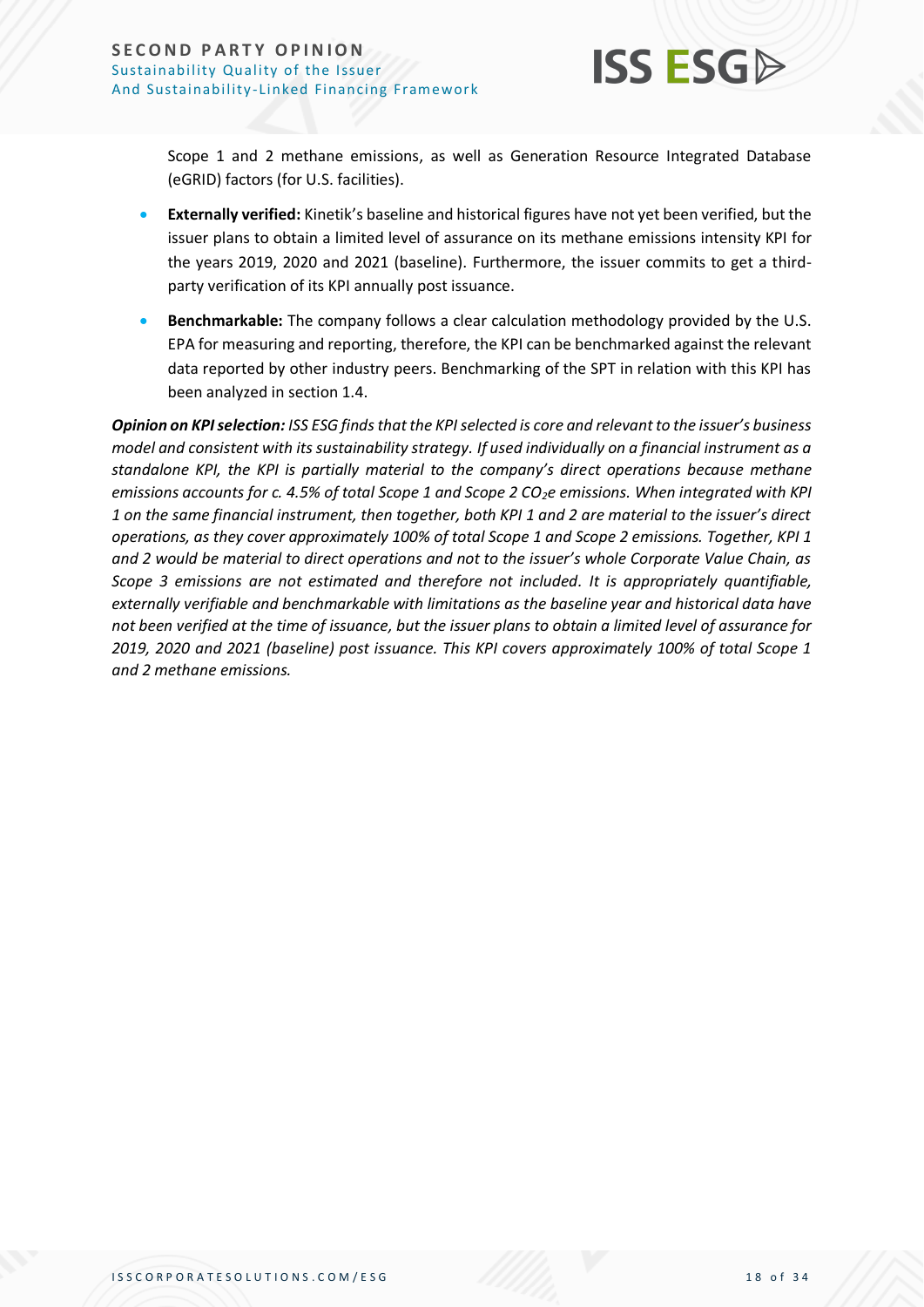Scope 1 and 2 methane emissions, as well as Generation Resource Integrated Database (eGRID) factors (for U.S. facilities).

- **Externally verified:** Kinetik's baseline and historical figures have not yet been verified, but the issuer plans to obtain a limited level of assurance on its methane emissions intensity KPI for the years 2019, 2020 and 2021 (baseline). Furthermore, the issuer commits to get a third-party verification of its KPI annually post issuance.
- **Benchmarkable:** The company follows a clear calculation methodology provided by the U.S. EPA for measuring and reporting, therefore, the KPI can be benchmarked against the relevant data reported by other industry peers. Benchmarking of the SPT in relation with this KPI has been analyzed in section 1.4.

***Opinion on KPI selection:*** *ISS ESG finds that the KPI selected is core and relevant to the issuer's business model and consistent with its sustainability strategy. If used individually on a financial instrument as a standalone KPI, the KPI is partially material to the company's direct operations because methane emissions accounts for c. 4.5% of total Scope 1 and Scope 2 $CO_2e$ emissions. When integrated with KPI 1 on the same financial instrument, then together, both KPI 1 and 2 are material to the issuer's direct operations, as they cover approximately 100% of total Scope 1 and Scope 2 emissions. Together, KPI 1 and 2 would be material to direct operations and not to the issuer's whole Corporate Value Chain, as Scope 3 emissions are not estimated and therefore not included. It is appropriately quantifiable, externally verifiable and benchmarkable with limitations as the baseline year and historical data have not been verified at the time of issuance, but the issuer plans to obtain a limited level of assurance for 2019, 2020 and 2021 (baseline) post issuance. This KPI covers approximately 100% of total Scope 1 and 2 methane emissions.*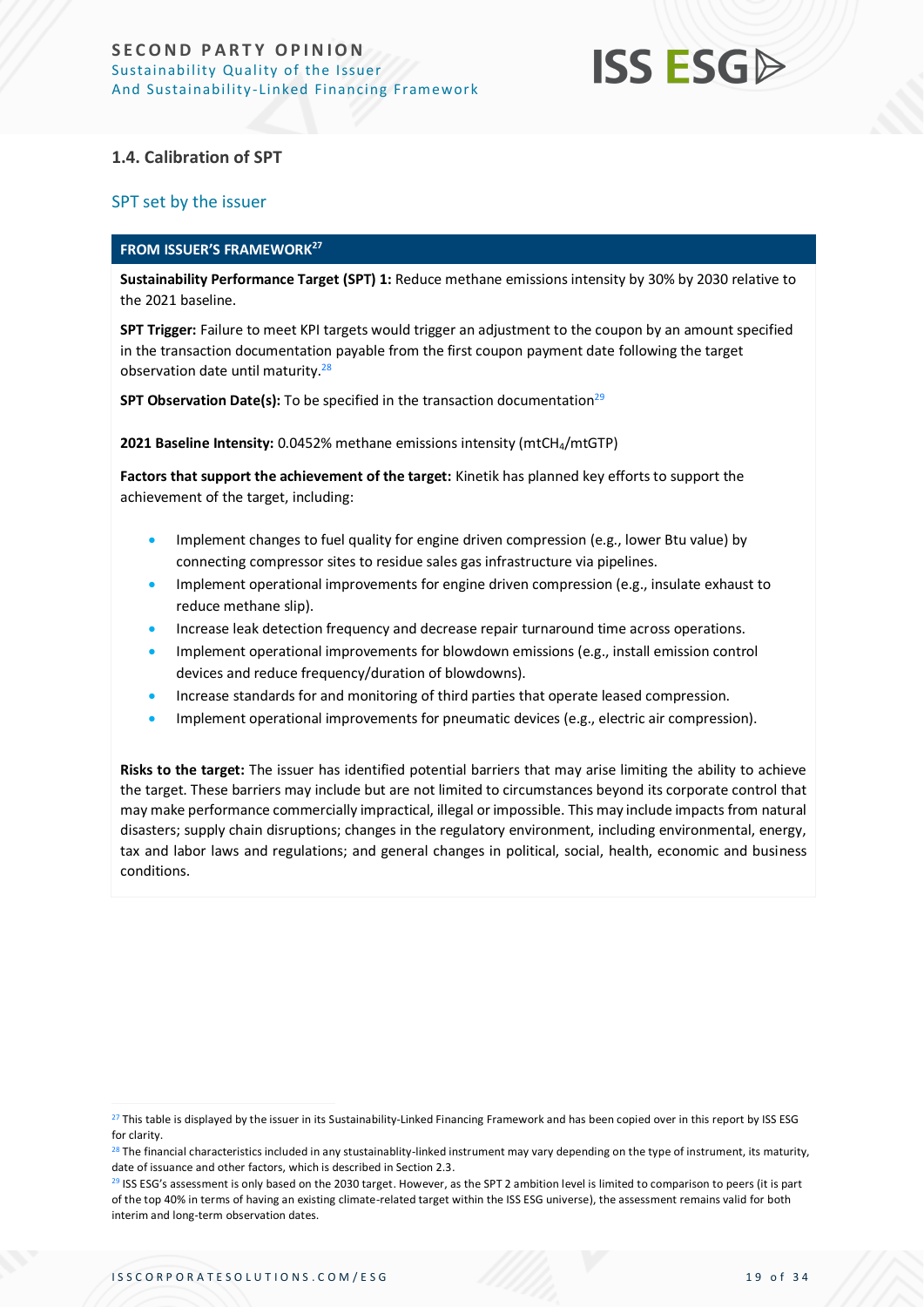### 1.4. Calibration of SPT

#### SPT set by the issuer

**FROM ISSUER'S FRAMEWORK[27]**

**Sustainability Performance Target (SPT) 1:** Reduce methane emissions intensity by 30% by 2030 relative to the 2021 baseline.

**SPT Trigger:** Failure to meet KPI targets would trigger an adjustment to the coupon by an amount specified in the transaction documentation payable from the first coupon payment date following the target observation date until maturity.[28]

**SPT Observation Date(s):** To be specified in the transaction documentation[29]

**2021 Baseline Intensity:** 0.0452% methane emissions intensity (mt$CH_4$/mtGTP)

**Factors that support the achievement of the target:** Kinetik has planned key efforts to support the achievement of the target, including:

- Implement changes to fuel quality for engine driven compression (e.g., lower Btu value) by connecting compressor sites to residue sales gas infrastructure via pipelines.
- Implement operational improvements for engine driven compression (e.g., insulate exhaust to reduce methane slip).
- Increase leak detection frequency and decrease repair turnaround time across operations.
- Implement operational improvements for blowdown emissions (e.g., install emission control devices and reduce frequency/duration of blowdowns).
- Increase standards for and monitoring of third parties that operate leased compression.
- Implement operational improvements for pneumatic devices (e.g., electric air compression).

**Risks to the target:** The issuer has identified potential barriers that may arise limiting the ability to achieve the target. These barriers may include but are not limited to circumstances beyond its corporate control that may make performance commercially impractical, illegal or impossible. This may include impacts from natural disasters; supply chain disruptions; changes in the regulatory environment, including environmental, energy, tax and labor laws and regulations; and general changes in political, social, health, economic and business conditions.

---

[27] This table is displayed by the issuer in its Sustainability-Linked Financing Framework and has been copied over in this report by ISS ESG for clarity.

[28] The financial characteristics included in any stustainablity-linked instrument may vary depending on the type of instrument, its maturity, date of issuance and other factors, which is described in Section 2.3.

[29] ISS ESG's assessment is only based on the 2030 target. However, as the SPT 2 ambition level is limited to comparison to peers (it is part of the top 40% in terms of having an existing climate-related target within the ISS ESG universe), the assessment remains valid for both interim and long-term observation dates.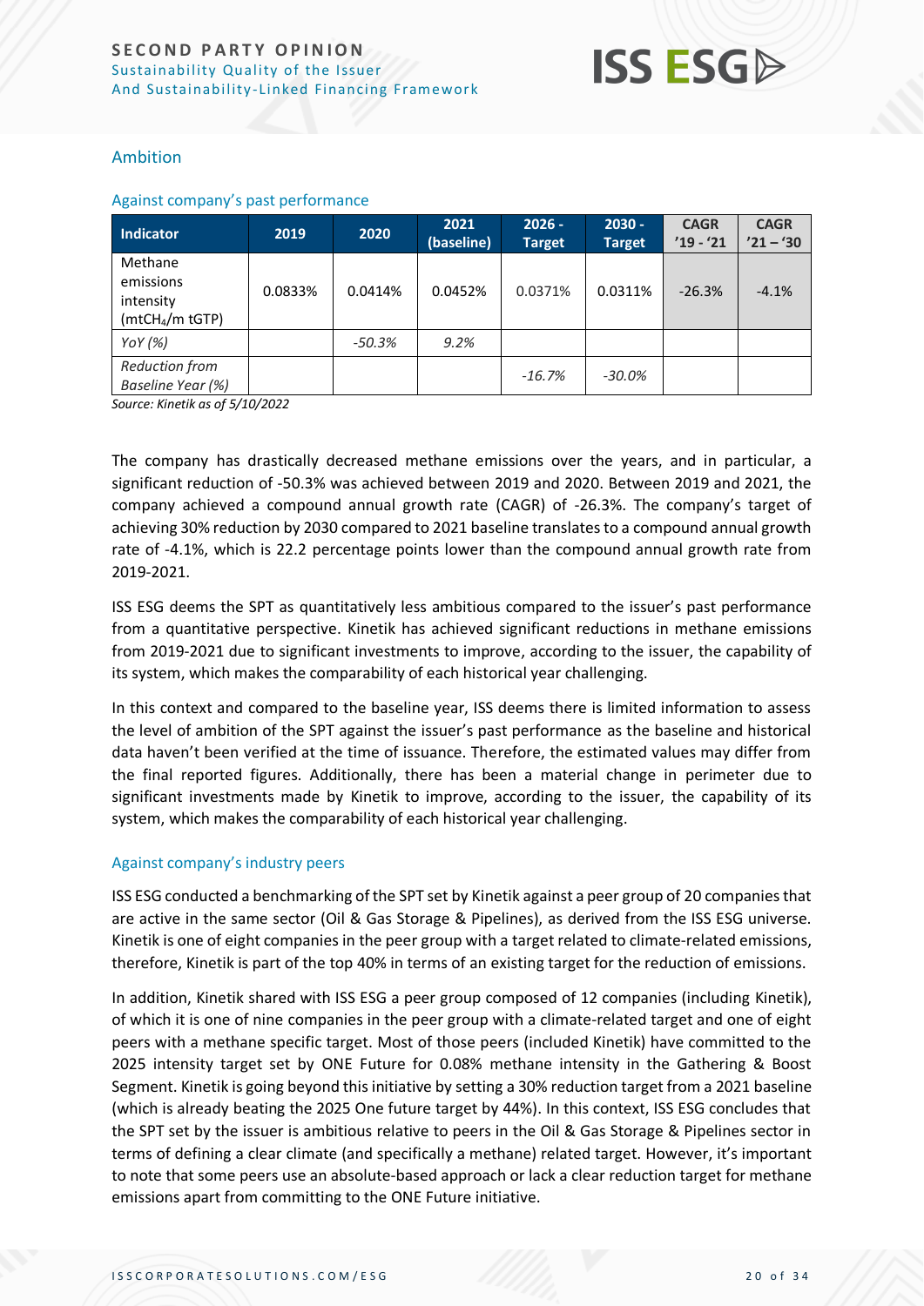## Ambition

### Against company's past performance

| Indicator | 2019 | 2020 | 2021 (baseline) | 2026 - Target | 2030 - Target | CAGR '19 - '21 | CAGR '21 – '30 |
|---|---|---|---|---|---|---|---|
| Methane emissions intensity ($mtCH_4$/m tGTP) | 0.0833% | 0.0414% | 0.0452% | 0.0371% | 0.0311% | -26.3% | -4.1% |
| *YoY (%)* | | *-50.3%* | *9.2%* | | | | |
| *Reduction from Baseline Year (%)* | | | | *-16.7%* | *-30.0%* | | |

*Source: Kinetik as of 5/10/2022*

The company has drastically decreased methane emissions over the years, and in particular, a significant reduction of -50.3% was achieved between 2019 and 2020. Between 2019 and 2021, the company achieved a compound annual growth rate (CAGR) of -26.3%. The company's target of achieving 30% reduction by 2030 compared to 2021 baseline translates to a compound annual growth rate of -4.1%, which is 22.2 percentage points lower than the compound annual growth rate from 2019-2021.

ISS ESG deems the SPT as quantitatively less ambitious compared to the issuer's past performance from a quantitative perspective. Kinetik has achieved significant reductions in methane emissions from 2019-2021 due to significant investments to improve, according to the issuer, the capability of its system, which makes the comparability of each historical year challenging.

In this context and compared to the baseline year, ISS deems there is limited information to assess the level of ambition of the SPT against the issuer's past performance as the baseline and historical data haven't been verified at the time of issuance. Therefore, the estimated values may differ from the final reported figures. Additionally, there has been a material change in perimeter due to significant investments made by Kinetik to improve, according to the issuer, the capability of its system, which makes the comparability of each historical year challenging.

### Against company's industry peers

ISS ESG conducted a benchmarking of the SPT set by Kinetik against a peer group of 20 companies that are active in the same sector (Oil & Gas Storage & Pipelines), as derived from the ISS ESG universe. Kinetik is one of eight companies in the peer group with a target related to climate-related emissions, therefore, Kinetik is part of the top 40% in terms of an existing target for the reduction of emissions.

In addition, Kinetik shared with ISS ESG a peer group composed of 12 companies (including Kinetik), of which it is one of nine companies in the peer group with a climate-related target and one of eight peers with a methane specific target. Most of those peers (included Kinetik) have committed to the 2025 intensity target set by ONE Future for 0.08% methane intensity in the Gathering & Boost Segment. Kinetik is going beyond this initiative by setting a 30% reduction target from a 2021 baseline (which is already beating the 2025 One future target by 44%). In this context, ISS ESG concludes that the SPT set by the issuer is ambitious relative to peers in the Oil & Gas Storage & Pipelines sector in terms of defining a clear climate (and specifically a methane) related target. However, it's important to note that some peers use an absolute-based approach or lack a clear reduction target for methane emissions apart from committing to the ONE Future initiative.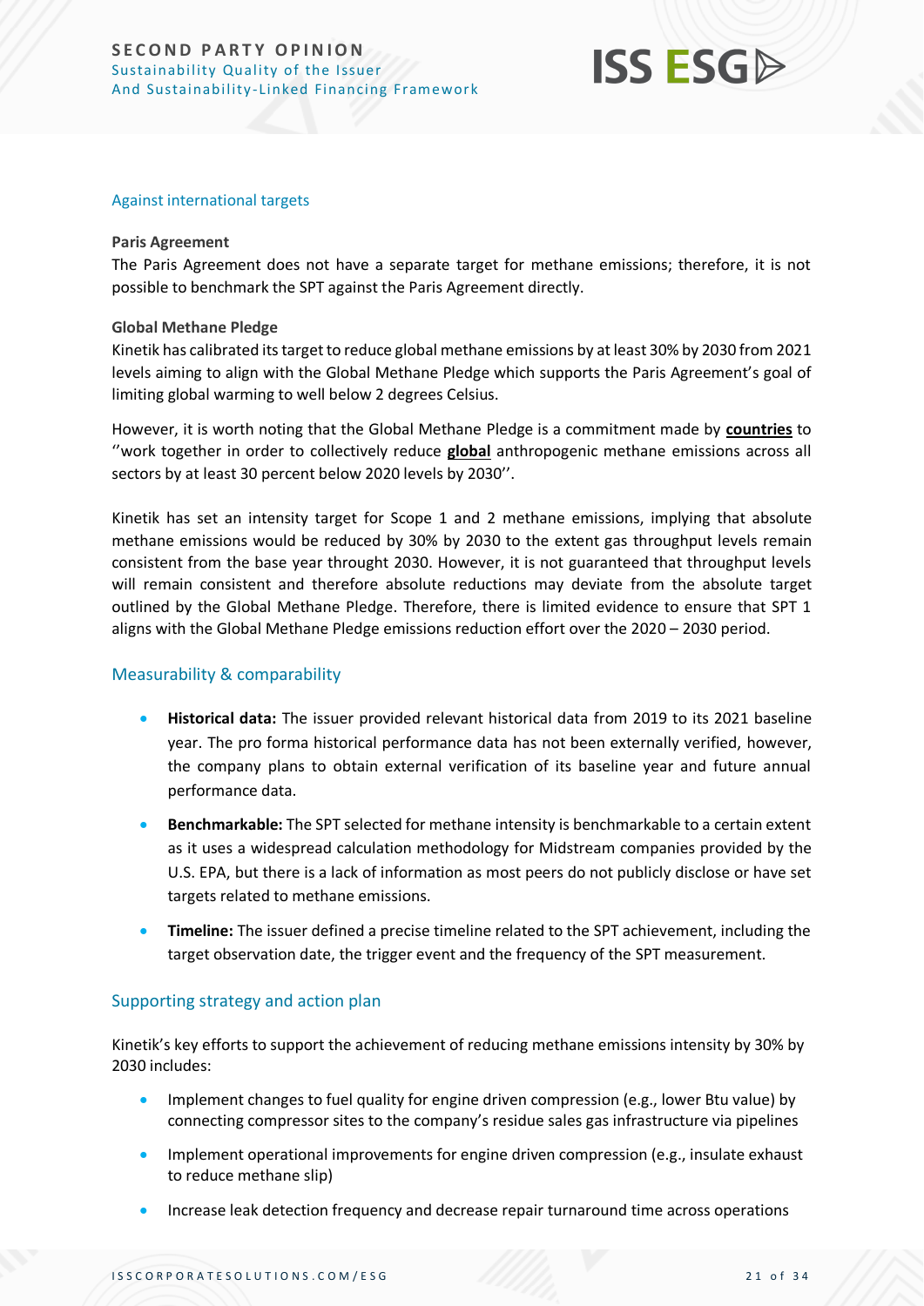### Against international targets

**Paris Agreement**

The Paris Agreement does not have a separate target for methane emissions; therefore, it is not possible to benchmark the SPT against the Paris Agreement directly.

**Global Methane Pledge**

Kinetik has calibrated its target to reduce global methane emissions by at least 30% by 2030 from 2021 levels aiming to align with the Global Methane Pledge which supports the Paris Agreement's goal of limiting global warming to well below 2 degrees Celsius.

However, it is worth noting that the Global Methane Pledge is a commitment made by **countries** to ''work together in order to collectively reduce **global** anthropogenic methane emissions across all sectors by at least 30 percent below 2020 levels by 2030''.

Kinetik has set an intensity target for Scope 1 and 2 methane emissions, implying that absolute methane emissions would be reduced by 30% by 2030 to the extent gas throughput levels remain consistent from the base year throught 2030. However, it is not guaranteed that throughput levels will remain consistent and therefore absolute reductions may deviate from the absolute target outlined by the Global Methane Pledge. Therefore, there is limited evidence to ensure that SPT 1 aligns with the Global Methane Pledge emissions reduction effort over the 2020 – 2030 period.

### Measurability & comparability

- **Historical data:** The issuer provided relevant historical data from 2019 to its 2021 baseline year. The pro forma historical performance data has not been externally verified, however, the company plans to obtain external verification of its baseline year and future annual performance data.
- **Benchmarkable:** The SPT selected for methane intensity is benchmarkable to a certain extent as it uses a widespread calculation methodology for Midstream companies provided by the U.S. EPA, but there is a lack of information as most peers do not publicly disclose or have set targets related to methane emissions.
- **Timeline:** The issuer defined a precise timeline related to the SPT achievement, including the target observation date, the trigger event and the frequency of the SPT measurement.

### Supporting strategy and action plan

Kinetik's key efforts to support the achievement of reducing methane emissions intensity by 30% by 2030 includes:

- Implement changes to fuel quality for engine driven compression (e.g., lower Btu value) by connecting compressor sites to the company's residue sales gas infrastructure via pipelines
- Implement operational improvements for engine driven compression (e.g., insulate exhaust to reduce methane slip)
- Increase leak detection frequency and decrease repair turnaround time across operations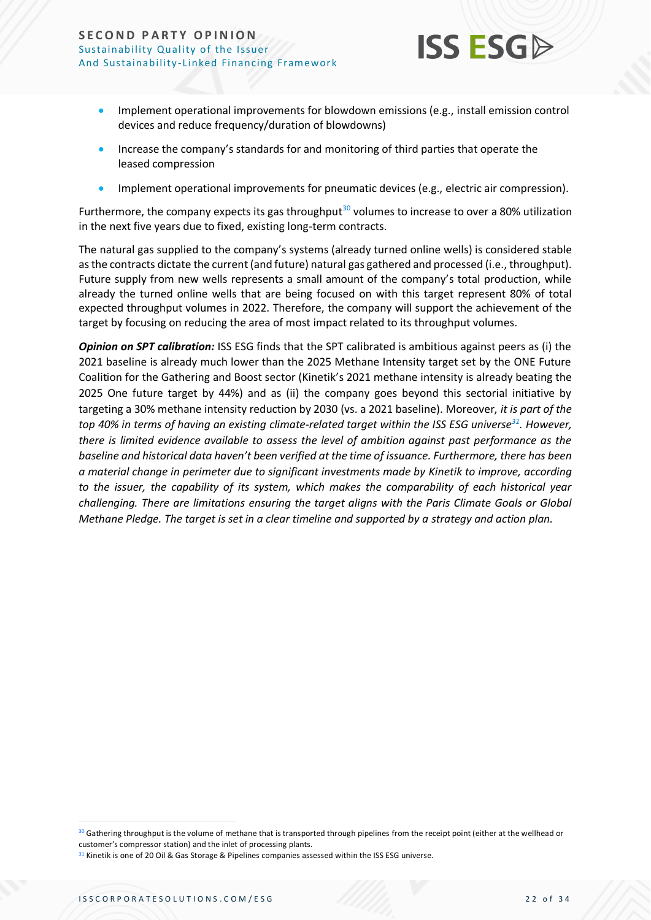- Implement operational improvements for blowdown emissions (e.g., install emission control devices and reduce frequency/duration of blowdowns)
- Increase the company's standards for and monitoring of third parties that operate the leased compression
- Implement operational improvements for pneumatic devices (e.g., electric air compression).

Furthermore, the company expects its gas throughput[30] volumes to increase to over a 80% utilization in the next five years due to fixed, existing long-term contracts.

The natural gas supplied to the company's systems (already turned online wells) is considered stable as the contracts dictate the current (and future) natural gas gathered and processed (i.e., throughput). Future supply from new wells represents a small amount of the company's total production, while already the turned online wells that are being focused on with this target represent 80% of total expected throughput volumes in 2022. Therefore, the company will support the achievement of the target by focusing on reducing the area of most impact related to its throughput volumes.

***Opinion on SPT calibration:*** ISS ESG finds that the SPT calibrated is ambitious against peers as (i) the 2021 baseline is already much lower than the 2025 Methane Intensity target set by the ONE Future Coalition for the Gathering and Boost sector (Kinetik's 2021 methane intensity is already beating the 2025 One future target by 44%) and as (ii) the company goes beyond this sectorial initiative by targeting a 30% methane intensity reduction by 2030 (vs. a 2021 baseline). Moreover, *it is part of the top 40% in terms of having an existing climate-related target within the ISS ESG universe[31]. However, there is limited evidence available to assess the level of ambition against past performance as the baseline and historical data haven't been verified at the time of issuance. Furthermore, there has been a material change in perimeter due to significant investments made by Kinetik to improve, according to the issuer, the capability of its system, which makes the comparability of each historical year challenging. There are limitations ensuring the target aligns with the Paris Climate Goals or Global Methane Pledge. The target is set in a clear timeline and supported by a strategy and action plan.*

---

[30] Gathering throughput is the volume of methane that is transported through pipelines from the receipt point (either at the wellhead or customer's compressor station) and the inlet of processing plants.

[31] Kinetik is one of 20 Oil & Gas Storage & Pipelines companies assessed within the ISS ESG universe.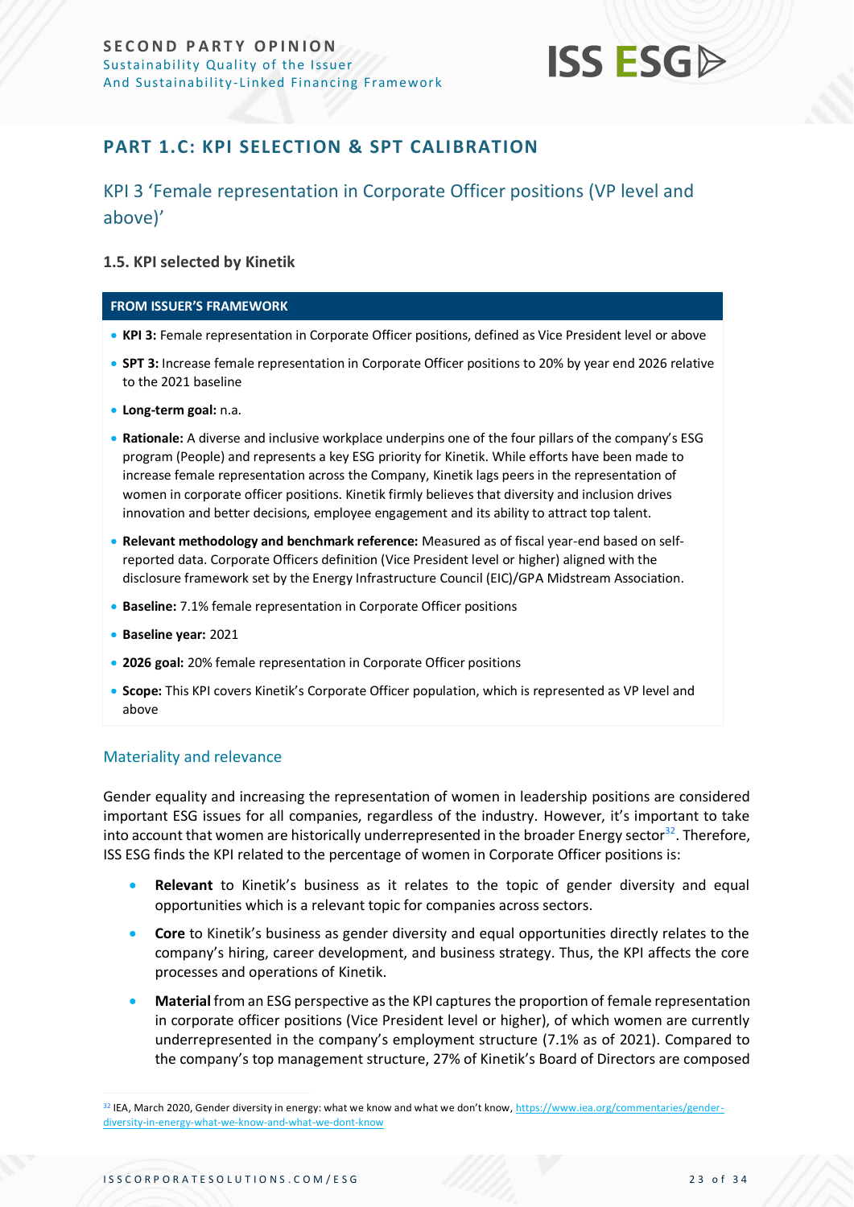## PART 1.C: KPI SELECTION & SPT CALIBRATION

### KPI 3 'Female representation in Corporate Officer positions (VP level and above)'

#### 1.5. KPI selected by Kinetik

**FROM ISSUER'S FRAMEWORK**

- **KPI 3:** Female representation in Corporate Officer positions, defined as Vice President level or above
- **SPT 3:** Increase female representation in Corporate Officer positions to 20% by year end 2026 relative to the 2021 baseline
- **Long-term goal:** n.a.
- **Rationale:** A diverse and inclusive workplace underpins one of the four pillars of the company's ESG program (People) and represents a key ESG priority for Kinetik. While efforts have been made to increase female representation across the Company, Kinetik lags peers in the representation of women in corporate officer positions. Kinetik firmly believes that diversity and inclusion drives innovation and better decisions, employee engagement and its ability to attract top talent.
- **Relevant methodology and benchmark reference:** Measured as of fiscal year-end based on self-reported data. Corporate Officers definition (Vice President level or higher) aligned with the disclosure framework set by the Energy Infrastructure Council (EIC)/GPA Midstream Association.
- **Baseline:** 7.1% female representation in Corporate Officer positions
- **Baseline year:** 2021
- **2026 goal:** 20% female representation in Corporate Officer positions
- **Scope:** This KPI covers Kinetik's Corporate Officer population, which is represented as VP level and above

### Materiality and relevance

Gender equality and increasing the representation of women in leadership positions are considered important ESG issues for all companies, regardless of the industry. However, it's important to take into account that women are historically underrepresented in the broader Energy sector[32]. Therefore, ISS ESG finds the KPI related to the percentage of women in Corporate Officer positions is:

- **Relevant** to Kinetik's business as it relates to the topic of gender diversity and equal opportunities which is a relevant topic for companies across sectors.
- **Core** to Kinetik's business as gender diversity and equal opportunities directly relates to the company's hiring, career development, and business strategy. Thus, the KPI affects the core processes and operations of Kinetik.
- **Material** from an ESG perspective as the KPI captures the proportion of female representation in corporate officer positions (Vice President level or higher), of which women are currently underrepresented in the company's employment structure (7.1% as of 2021). Compared to the company's top management structure, 27% of Kinetik's Board of Directors are composed

[32] IEA, March 2020, Gender diversity in energy: what we know and what we don't know, https://www.iea.org/commentaries/gender-diversity-in-energy-what-we-know-and-what-we-dont-know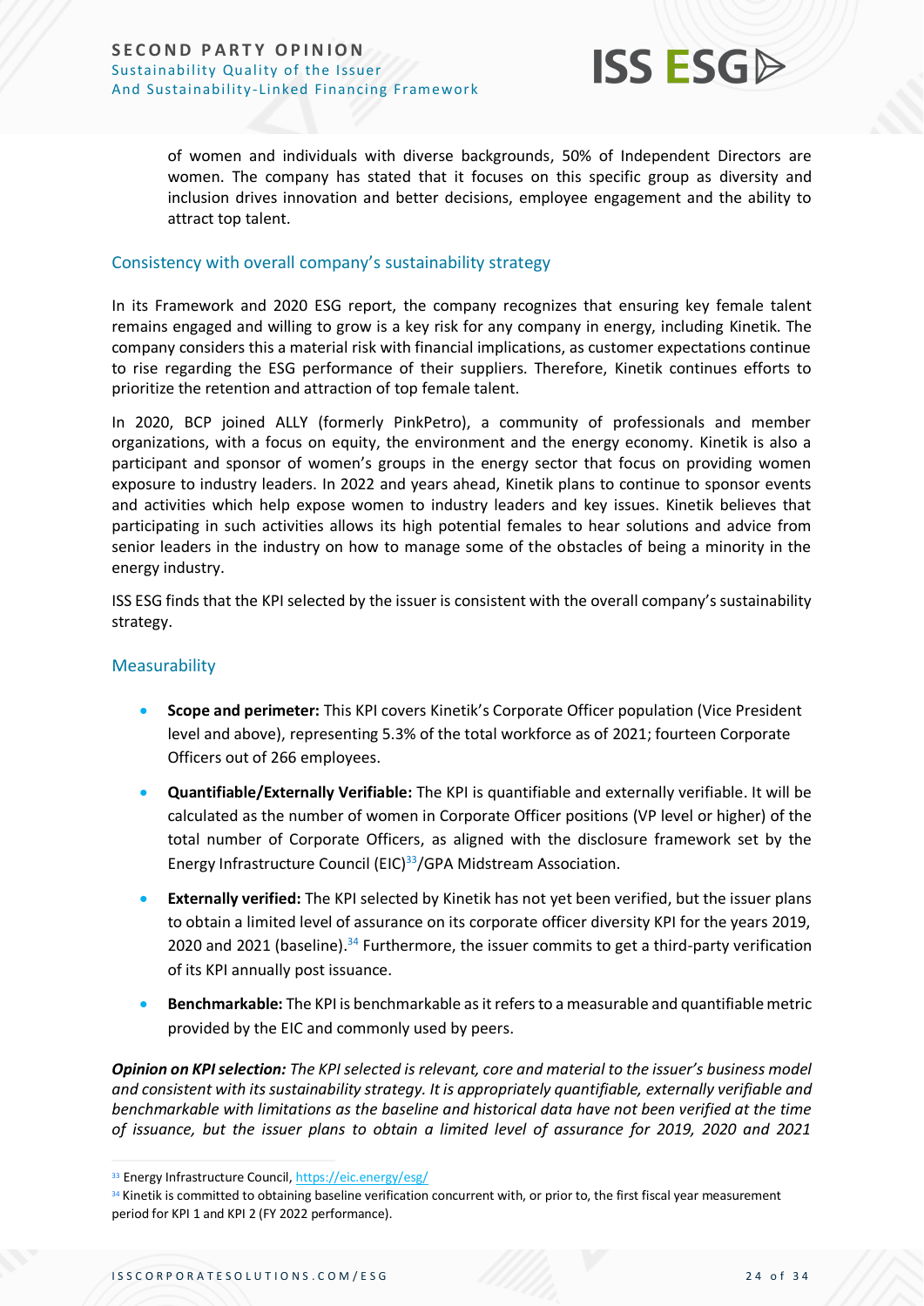of women and individuals with diverse backgrounds, 50% of Independent Directors are women. The company has stated that it focuses on this specific group as diversity and inclusion drives innovation and better decisions, employee engagement and the ability to attract top talent.

### Consistency with overall company's sustainability strategy

In its Framework and 2020 ESG report, the company recognizes that ensuring key female talent remains engaged and willing to grow is a key risk for any company in energy, including Kinetik. The company considers this a material risk with financial implications, as customer expectations continue to rise regarding the ESG performance of their suppliers. Therefore, Kinetik continues efforts to prioritize the retention and attraction of top female talent.

In 2020, BCP joined ALLY (formerly PinkPetro), a community of professionals and member organizations, with a focus on equity, the environment and the energy economy. Kinetik is also a participant and sponsor of women's groups in the energy sector that focus on providing women exposure to industry leaders. In 2022 and years ahead, Kinetik plans to continue to sponsor events and activities which help expose women to industry leaders and key issues. Kinetik believes that participating in such activities allows its high potential females to hear solutions and advice from senior leaders in the industry on how to manage some of the obstacles of being a minority in the energy industry.

ISS ESG finds that the KPI selected by the issuer is consistent with the overall company's sustainability strategy.

### Measurability

- **Scope and perimeter:** This KPI covers Kinetik's Corporate Officer population (Vice President level and above), representing 5.3% of the total workforce as of 2021; fourteen Corporate Officers out of 266 employees.
- **Quantifiable/Externally Verifiable:** The KPI is quantifiable and externally verifiable. It will be calculated as the number of women in Corporate Officer positions (VP level or higher) of the total number of Corporate Officers, as aligned with the disclosure framework set by the Energy Infrastructure Council (EIC)[33]/GPA Midstream Association.
- **Externally verified:** The KPI selected by Kinetik has not yet been verified, but the issuer plans to obtain a limited level of assurance on its corporate officer diversity KPI for the years 2019, 2020 and 2021 (baseline).[34] Furthermore, the issuer commits to get a third-party verification of its KPI annually post issuance.
- **Benchmarkable:** The KPI is benchmarkable as it refers to a measurable and quantifiable metric provided by the EIC and commonly used by peers.

***Opinion on KPI selection:*** *The KPI selected is relevant, core and material to the issuer's business model and consistent with its sustainability strategy. It is appropriately quantifiable, externally verifiable and benchmarkable with limitations as the baseline and historical data have not been verified at the time of issuance, but the issuer plans to obtain a limited level of assurance for 2019, 2020 and 2021*

---

[33] Energy Infrastructure Council, https://eic.energy/esg/

[34] Kinetik is committed to obtaining baseline verification concurrent with, or prior to, the first fiscal year measurement period for KPI 1 and KPI 2 (FY 2022 performance).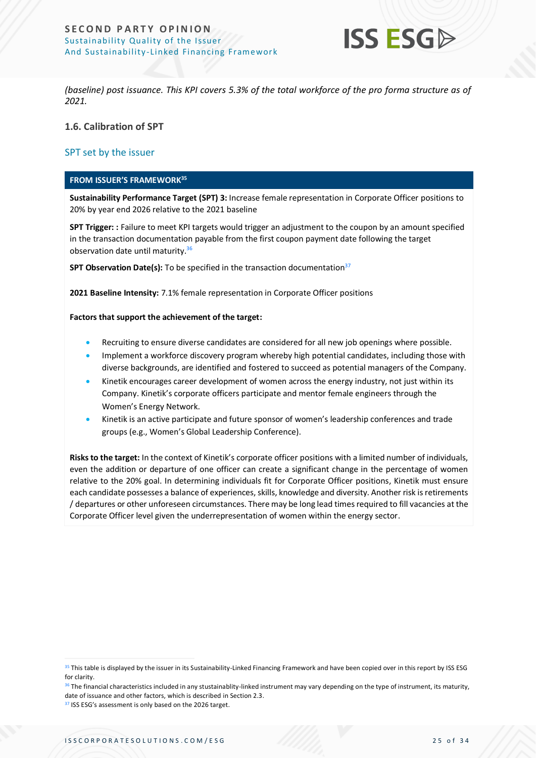*(baseline) post issuance. This KPI covers 5.3% of the total workforce of the pro forma structure as of 2021.*

### 1.6. Calibration of SPT

#### SPT set by the issuer

| FROM ISSUER'S FRAMEWORK[35] |
|---|
| **Sustainability Performance Target (SPT) 3:** Increase female representation in Corporate Officer positions to 20% by year end 2026 relative to the 2021 baseline<br><br>**SPT Trigger: :** Failure to meet KPI targets would trigger an adjustment to the coupon by an amount specified in the transaction documentation payable from the first coupon payment date following the target observation date until maturity.[36]<br><br>**SPT Observation Date(s):** To be specified in the transaction documentation[37]<br><br>**2021 Baseline Intensity:** 7.1% female representation in Corporate Officer positions<br><br>**Factors that support the achievement of the target:**<br>• Recruiting to ensure diverse candidates are considered for all new job openings where possible.<br>• Implement a workforce discovery program whereby high potential candidates, including those with diverse backgrounds, are identified and fostered to succeed as potential managers of the Company.<br>• Kinetik encourages career development of women across the energy industry, not just within its Company. Kinetik's corporate officers participate and mentor female engineers through the Women's Energy Network.<br>• Kinetik is an active participate and future sponsor of women's leadership conferences and trade groups (e.g., Women's Global Leadership Conference).<br><br>**Risks to the target:** In the context of Kinetik's corporate officer positions with a limited number of individuals, even the addition or departure of one officer can create a significant change in the percentage of women relative to the 20% goal. In determining individuals fit for Corporate Officer positions, Kinetik must ensure each candidate possesses a balance of experiences, skills, knowledge and diversity. Another risk is retirements / departures or other unforeseen circumstances. There may be long lead times required to fill vacancies at the Corporate Officer level given the underrepresentation of women within the energy sector. |

[35] This table is displayed by the issuer in its Sustainability-Linked Financing Framework and have been copied over in this report by ISS ESG for clarity.

[36] The financial characteristics included in any stustainablity-linked instrument may vary depending on the type of instrument, its maturity, date of issuance and other factors, which is described in Section 2.3.

[37] ISS ESG's assessment is only based on the 2026 target.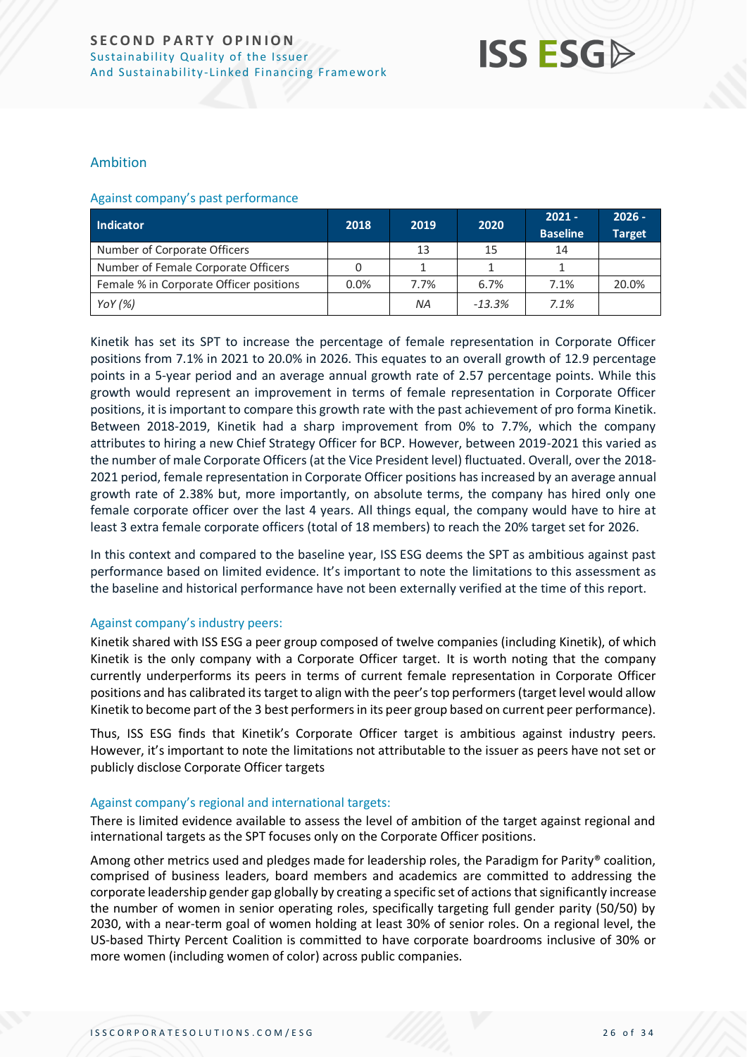## Ambition

### Against company's past performance

| Indicator | 2018 | 2019 | 2020 | 2021 - Baseline | 2026 - Target |
|---|---|---|---|---|---|
| Number of Corporate Officers | | 13 | 15 | 14 | |
| Number of Female Corporate Officers | 0 | 1 | 1 | 1 | |
| Female % in Corporate Officer positions | 0.0% | 7.7% | 6.7% | 7.1% | 20.0% |
| *YoY (%)* | | *NA* | *-13.3%* | *7.1%* | |

Kinetik has set its SPT to increase the percentage of female representation in Corporate Officer positions from 7.1% in 2021 to 20.0% in 2026. This equates to an overall growth of 12.9 percentage points in a 5-year period and an average annual growth rate of 2.57 percentage points. While this growth would represent an improvement in terms of female representation in Corporate Officer positions, it is important to compare this growth rate with the past achievement of pro forma Kinetik. Between 2018-2019, Kinetik had a sharp improvement from 0% to 7.7%, which the company attributes to hiring a new Chief Strategy Officer for BCP. However, between 2019-2021 this varied as the number of male Corporate Officers (at the Vice President level) fluctuated. Overall, over the 2018-2021 period, female representation in Corporate Officer positions has increased by an average annual growth rate of 2.38% but, more importantly, on absolute terms, the company has hired only one female corporate officer over the last 4 years. All things equal, the company would have to hire at least 3 extra female corporate officers (total of 18 members) to reach the 20% target set for 2026.

In this context and compared to the baseline year, ISS ESG deems the SPT as ambitious against past performance based on limited evidence. It's important to note the limitations to this assessment as the baseline and historical performance have not been externally verified at the time of this report.

### Against company's industry peers:

Kinetik shared with ISS ESG a peer group composed of twelve companies (including Kinetik), of which Kinetik is the only company with a Corporate Officer target. It is worth noting that the company currently underperforms its peers in terms of current female representation in Corporate Officer positions and has calibrated its target to align with the peer's top performers (target level would allow Kinetik to become part of the 3 best performers in its peer group based on current peer performance).

Thus, ISS ESG finds that Kinetik's Corporate Officer target is ambitious against industry peers. However, it's important to note the limitations not attributable to the issuer as peers have not set or publicly disclose Corporate Officer targets

### Against company's regional and international targets:

There is limited evidence available to assess the level of ambition of the target against regional and international targets as the SPT focuses only on the Corporate Officer positions.

Among other metrics used and pledges made for leadership roles, the Paradigm for Parity® coalition, comprised of business leaders, board members and academics are committed to addressing the corporate leadership gender gap globally by creating a specific set of actions that significantly increase the number of women in senior operating roles, specifically targeting full gender parity (50/50) by 2030, with a near-term goal of women holding at least 30% of senior roles. On a regional level, the US-based Thirty Percent Coalition is committed to have corporate boardrooms inclusive of 30% or more women (including women of color) across public companies.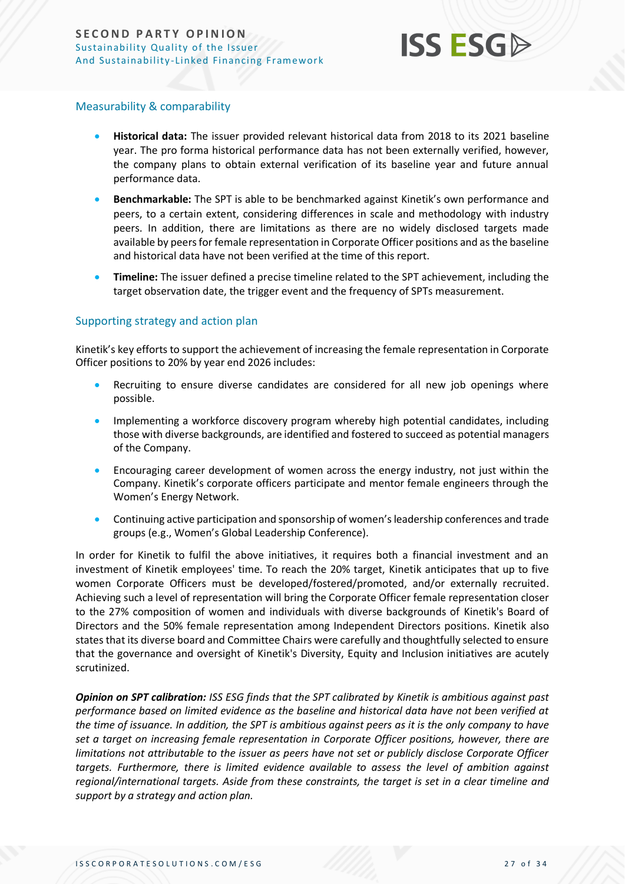### Measurability & comparability

- **Historical data:** The issuer provided relevant historical data from 2018 to its 2021 baseline year. The pro forma historical performance data has not been externally verified, however, the company plans to obtain external verification of its baseline year and future annual performance data.
- **Benchmarkable:** The SPT is able to be benchmarked against Kinetik's own performance and peers, to a certain extent, considering differences in scale and methodology with industry peers. In addition, there are limitations as there are no widely disclosed targets made available by peers for female representation in Corporate Officer positions and as the baseline and historical data have not been verified at the time of this report.
- **Timeline:** The issuer defined a precise timeline related to the SPT achievement, including the target observation date, the trigger event and the frequency of SPTs measurement.

### Supporting strategy and action plan

Kinetik's key efforts to support the achievement of increasing the female representation in Corporate Officer positions to 20% by year end 2026 includes:

- Recruiting to ensure diverse candidates are considered for all new job openings where possible.
- Implementing a workforce discovery program whereby high potential candidates, including those with diverse backgrounds, are identified and fostered to succeed as potential managers of the Company.
- Encouraging career development of women across the energy industry, not just within the Company. Kinetik's corporate officers participate and mentor female engineers through the Women's Energy Network.
- Continuing active participation and sponsorship of women's leadership conferences and trade groups (e.g., Women's Global Leadership Conference).

In order for Kinetik to fulfil the above initiatives, it requires both a financial investment and an investment of Kinetik employees' time. To reach the 20% target, Kinetik anticipates that up to five women Corporate Officers must be developed/fostered/promoted, and/or externally recruited. Achieving such a level of representation will bring the Corporate Officer female representation closer to the 27% composition of women and individuals with diverse backgrounds of Kinetik's Board of Directors and the 50% female representation among Independent Directors positions. Kinetik also states that its diverse board and Committee Chairs were carefully and thoughtfully selected to ensure that the governance and oversight of Kinetik's Diversity, Equity and Inclusion initiatives are acutely scrutinized.

***Opinion on SPT calibration:*** *ISS ESG finds that the SPT calibrated by Kinetik is ambitious against past performance based on limited evidence as the baseline and historical data have not been verified at the time of issuance. In addition, the SPT is ambitious against peers as it is the only company to have set a target on increasing female representation in Corporate Officer positions, however, there are limitations not attributable to the issuer as peers have not set or publicly disclose Corporate Officer targets. Furthermore, there is limited evidence available to assess the level of ambition against regional/international targets. Aside from these constraints, the target is set in a clear timeline and support by a strategy and action plan.*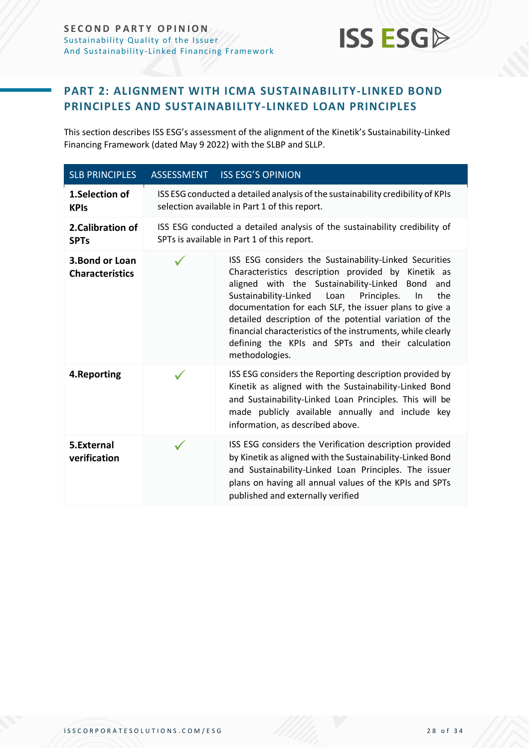## PART 2: ALIGNMENT WITH ICMA SUSTAINABILITY-LINKED BOND PRINCIPLES AND SUSTAINABILITY-LINKED LOAN PRINCIPLES

This section describes ISS ESG's assessment of the alignment of the Kinetik's Sustainability-Linked Financing Framework (dated May 9 2022) with the SLBP and SLLP.

| SLB PRINCIPLES | ASSESSMENT | ISS ESG'S OPINION |
|---|---|---|
| **1.Selection of KPIs** | ISS ESG conducted a detailed analysis of the sustainability credibility of KPIs selection available in Part 1 of this report. | |
| **2.Calibration of SPTs** | ISS ESG conducted a detailed analysis of the sustainability credibility of SPTs is available in Part 1 of this report. | |
| **3.Bond or Loan Characteristics** | ✓ | ISS ESG considers the Sustainability-Linked Securities Characteristics description provided by Kinetik as aligned with the Sustainability-Linked Bond and Sustainability-Linked Loan Principles. In the documentation for each SLF, the issuer plans to give a detailed description of the potential variation of the financial characteristics of the instruments, while clearly defining the KPIs and SPTs and their calculation methodologies. |
| **4.Reporting** | ✓ | ISS ESG considers the Reporting description provided by Kinetik as aligned with the Sustainability-Linked Bond and Sustainability-Linked Loan Principles. This will be made publicly available annually and include key information, as described above. |
| **5.External verification** | ✓ | ISS ESG considers the Verification description provided by Kinetik as aligned with the Sustainability-Linked Bond and Sustainability-Linked Loan Principles. The issuer plans on having all annual values of the KPIs and SPTs published and externally verified |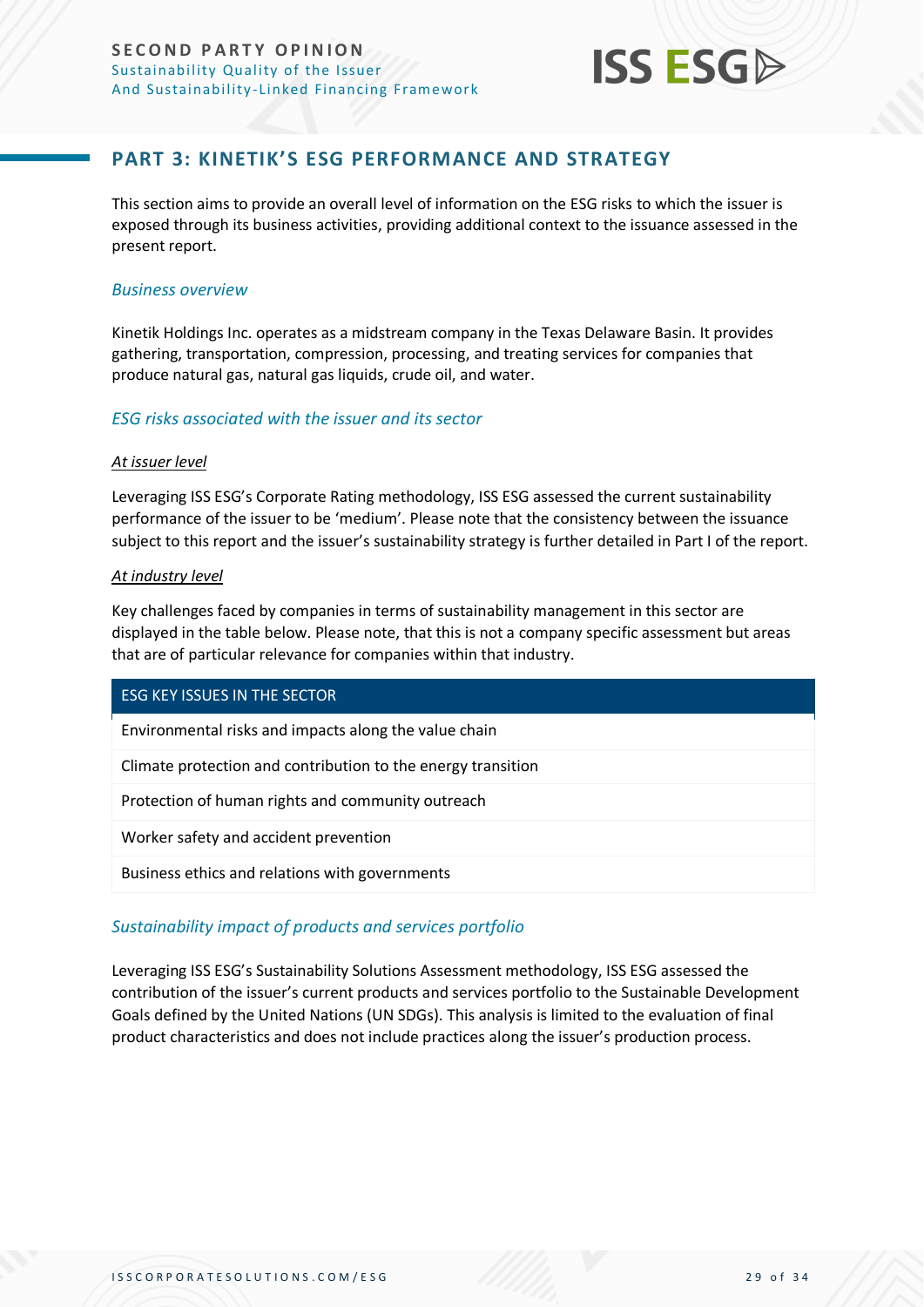## PART 3: KINETIK'S ESG PERFORMANCE AND STRATEGY

This section aims to provide an overall level of information on the ESG risks to which the issuer is exposed through its business activities, providing additional context to the issuance assessed in the present report.

### *Business overview*

Kinetik Holdings Inc. operates as a midstream company in the Texas Delaware Basin. It provides gathering, transportation, compression, processing, and treating services for companies that produce natural gas, natural gas liquids, crude oil, and water.

### *ESG risks associated with the issuer and its sector*

#### At issuer level

Leveraging ISS ESG's Corporate Rating methodology, ISS ESG assessed the current sustainability performance of the issuer to be 'medium'. Please note that the consistency between the issuance subject to this report and the issuer's sustainability strategy is further detailed in Part I of the report.

#### At industry level

Key challenges faced by companies in terms of sustainability management in this sector are displayed in the table below. Please note, that this is not a company specific assessment but areas that are of particular relevance for companies within that industry.

| ESG KEY ISSUES IN THE SECTOR |
|---|
| Environmental risks and impacts along the value chain |
| Climate protection and contribution to the energy transition |
| Protection of human rights and community outreach |
| Worker safety and accident prevention |
| Business ethics and relations with governments |

### *Sustainability impact of products and services portfolio*

Leveraging ISS ESG's Sustainability Solutions Assessment methodology, ISS ESG assessed the contribution of the issuer's current products and services portfolio to the Sustainable Development Goals defined by the United Nations (UN SDGs). This analysis is limited to the evaluation of final product characteristics and does not include practices along the issuer's production process.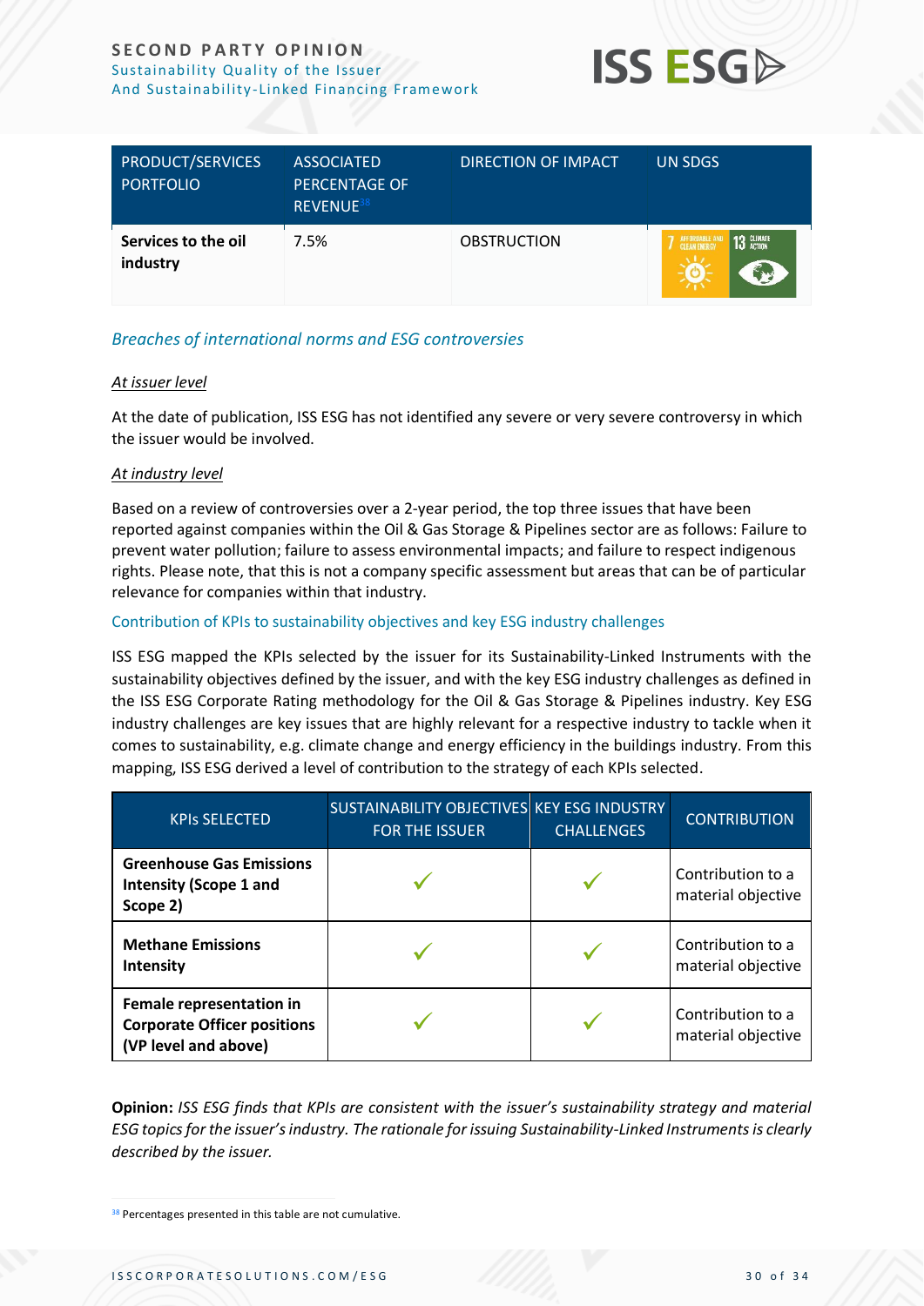| PRODUCT/SERVICES PORTFOLIO | ASSOCIATED PERCENTAGE OF REVENUE[38] | DIRECTION OF IMPACT | UN SDGS |
|---|---|---|---|
| **Services to the oil industry** | 7.5% | OBSTRUCTION | 7 AFFORDABLE AND CLEAN ENERGY; 13 CLIMATE ACTION |

### *Breaches of international norms and ESG controversies*

*At issuer level*

At the date of publication, ISS ESG has not identified any severe or very severe controversy in which the issuer would be involved.

*At industry level*

Based on a review of controversies over a 2-year period, the top three issues that have been reported against companies within the Oil & Gas Storage & Pipelines sector are as follows: Failure to prevent water pollution; failure to assess environmental impacts; and failure to respect indigenous rights. Please note, that this is not a company specific assessment but areas that can be of particular relevance for companies within that industry.

### Contribution of KPIs to sustainability objectives and key ESG industry challenges

ISS ESG mapped the KPIs selected by the issuer for its Sustainability-Linked Instruments with the sustainability objectives defined by the issuer, and with the key ESG industry challenges as defined in the ISS ESG Corporate Rating methodology for the Oil & Gas Storage & Pipelines industry. Key ESG industry challenges are key issues that are highly relevant for a respective industry to tackle when it comes to sustainability, e.g. climate change and energy efficiency in the buildings industry. From this mapping, ISS ESG derived a level of contribution to the strategy of each KPIs selected.

| KPIs SELECTED | SUSTAINABILITY OBJECTIVES FOR THE ISSUER | KEY ESG INDUSTRY CHALLENGES | CONTRIBUTION |
|---|---|---|---|
| **Greenhouse Gas Emissions Intensity (Scope 1 and Scope 2)** | ✓ | ✓ | Contribution to a material objective |
| **Methane Emissions Intensity** | ✓ | ✓ | Contribution to a material objective |
| **Female representation in Corporate Officer positions (VP level and above)** | ✓ | ✓ | Contribution to a material objective |

**Opinion:** *ISS ESG finds that KPIs are consistent with the issuer's sustainability strategy and material ESG topics for the issuer's industry. The rationale for issuing Sustainability-Linked Instruments is clearly described by the issuer.*

[38] Percentages presented in this table are not cumulative.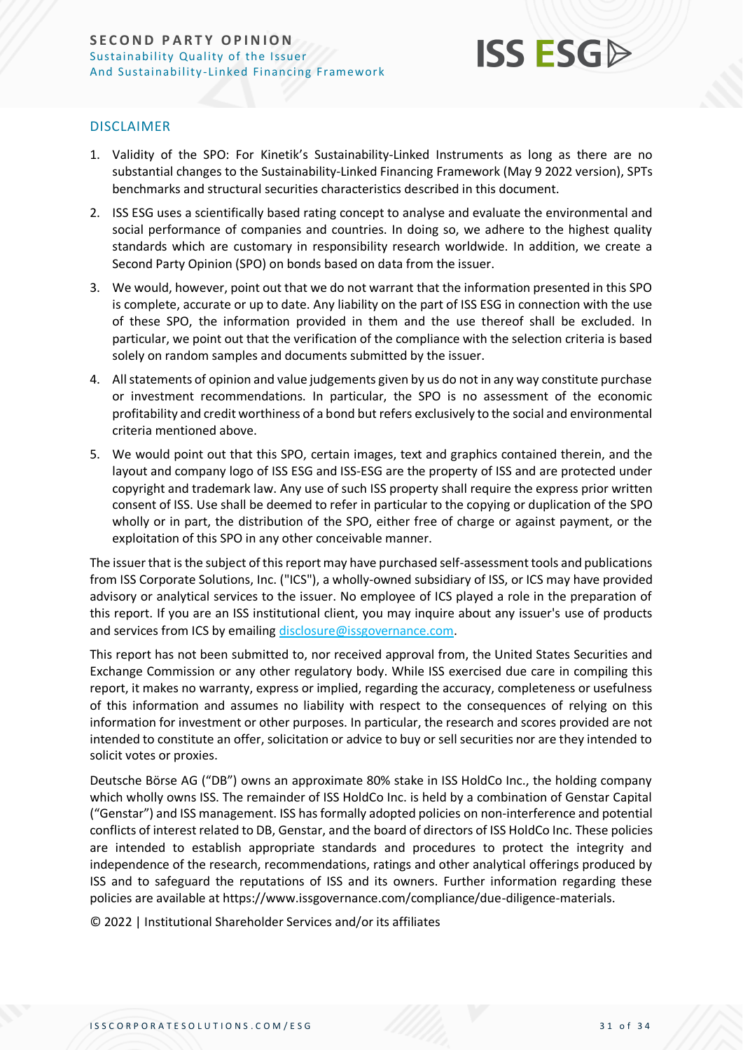## DISCLAIMER

1. Validity of the SPO: For Kinetik's Sustainability-Linked Instruments as long as there are no substantial changes to the Sustainability-Linked Financing Framework (May 9 2022 version), SPTs benchmarks and structural securities characteristics described in this document.
2. ISS ESG uses a scientifically based rating concept to analyse and evaluate the environmental and social performance of companies and countries. In doing so, we adhere to the highest quality standards which are customary in responsibility research worldwide. In addition, we create a Second Party Opinion (SPO) on bonds based on data from the issuer.
3. We would, however, point out that we do not warrant that the information presented in this SPO is complete, accurate or up to date. Any liability on the part of ISS ESG in connection with the use of these SPO, the information provided in them and the use thereof shall be excluded. In particular, we point out that the verification of the compliance with the selection criteria is based solely on random samples and documents submitted by the issuer.
4. All statements of opinion and value judgements given by us do not in any way constitute purchase or investment recommendations. In particular, the SPO is no assessment of the economic profitability and credit worthiness of a bond but refers exclusively to the social and environmental criteria mentioned above.
5. We would point out that this SPO, certain images, text and graphics contained therein, and the layout and company logo of ISS ESG and ISS-ESG are the property of ISS and are protected under copyright and trademark law. Any use of such ISS property shall require the express prior written consent of ISS. Use shall be deemed to refer in particular to the copying or duplication of the SPO wholly or in part, the distribution of the SPO, either free of charge or against payment, or the exploitation of this SPO in any other conceivable manner.

The issuer that is the subject of this report may have purchased self-assessment tools and publications from ISS Corporate Solutions, Inc. ("ICS"), a wholly-owned subsidiary of ISS, or ICS may have provided advisory or analytical services to the issuer. No employee of ICS played a role in the preparation of this report. If you are an ISS institutional client, you may inquire about any issuer's use of products and services from ICS by emailing disclosure@issgovernance.com.

This report has not been submitted to, nor received approval from, the United States Securities and Exchange Commission or any other regulatory body. While ISS exercised due care in compiling this report, it makes no warranty, express or implied, regarding the accuracy, completeness or usefulness of this information and assumes no liability with respect to the consequences of relying on this information for investment or other purposes. In particular, the research and scores provided are not intended to constitute an offer, solicitation or advice to buy or sell securities nor are they intended to solicit votes or proxies.

Deutsche Börse AG ("DB") owns an approximate 80% stake in ISS HoldCo Inc., the holding company which wholly owns ISS. The remainder of ISS HoldCo Inc. is held by a combination of Genstar Capital ("Genstar") and ISS management. ISS has formally adopted policies on non-interference and potential conflicts of interest related to DB, Genstar, and the board of directors of ISS HoldCo Inc. These policies are intended to establish appropriate standards and procedures to protect the integrity and independence of the research, recommendations, ratings and other analytical offerings produced by ISS and to safeguard the reputations of ISS and its owners. Further information regarding these policies are available at https://www.issgovernance.com/compliance/due-diligence-materials.

© 2022 | Institutional Shareholder Services and/or its affiliates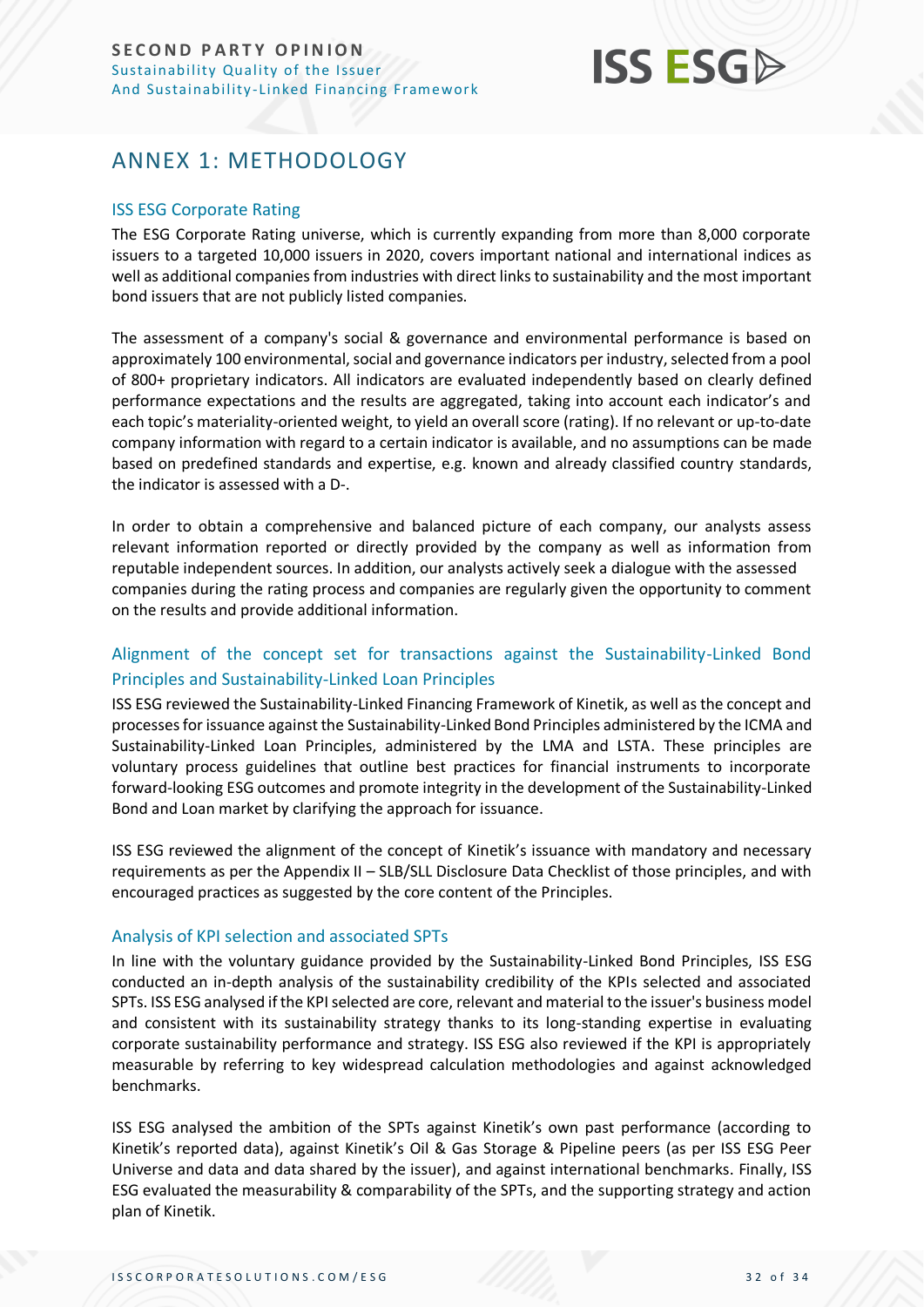# ANNEX 1: METHODOLOGY

## ISS ESG Corporate Rating

The ESG Corporate Rating universe, which is currently expanding from more than 8,000 corporate issuers to a targeted 10,000 issuers in 2020, covers important national and international indices as well as additional companies from industries with direct links to sustainability and the most important bond issuers that are not publicly listed companies.

The assessment of a company's social & governance and environmental performance is based on approximately 100 environmental, social and governance indicators per industry, selected from a pool of 800+ proprietary indicators. All indicators are evaluated independently based on clearly defined performance expectations and the results are aggregated, taking into account each indicator's and each topic's materiality-oriented weight, to yield an overall score (rating). If no relevant or up-to-date company information with regard to a certain indicator is available, and no assumptions can be made based on predefined standards and expertise, e.g. known and already classified country standards, the indicator is assessed with a D-.

In order to obtain a comprehensive and balanced picture of each company, our analysts assess relevant information reported or directly provided by the company as well as information from reputable independent sources. In addition, our analysts actively seek a dialogue with the assessed companies during the rating process and companies are regularly given the opportunity to comment on the results and provide additional information.

## Alignment of the concept set for transactions against the Sustainability-Linked Bond Principles and Sustainability-Linked Loan Principles

ISS ESG reviewed the Sustainability-Linked Financing Framework of Kinetik, as well as the concept and processes for issuance against the Sustainability-Linked Bond Principles administered by the ICMA and Sustainability-Linked Loan Principles, administered by the LMA and LSTA. These principles are voluntary process guidelines that outline best practices for financial instruments to incorporate forward-looking ESG outcomes and promote integrity in the development of the Sustainability-Linked Bond and Loan market by clarifying the approach for issuance.

ISS ESG reviewed the alignment of the concept of Kinetik's issuance with mandatory and necessary requirements as per the Appendix II – SLB/SLL Disclosure Data Checklist of those principles, and with encouraged practices as suggested by the core content of the Principles.

## Analysis of KPI selection and associated SPTs

In line with the voluntary guidance provided by the Sustainability-Linked Bond Principles, ISS ESG conducted an in-depth analysis of the sustainability credibility of the KPIs selected and associated SPTs. ISS ESG analysed if the KPI selected are core, relevant and material to the issuer's business model and consistent with its sustainability strategy thanks to its long-standing expertise in evaluating corporate sustainability performance and strategy. ISS ESG also reviewed if the KPI is appropriately measurable by referring to key widespread calculation methodologies and against acknowledged benchmarks.

ISS ESG analysed the ambition of the SPTs against Kinetik's own past performance (according to Kinetik's reported data), against Kinetik's Oil & Gas Storage & Pipeline peers (as per ISS ESG Peer Universe and data and data shared by the issuer), and against international benchmarks. Finally, ISS ESG evaluated the measurability & comparability of the SPTs, and the supporting strategy and action plan of Kinetik.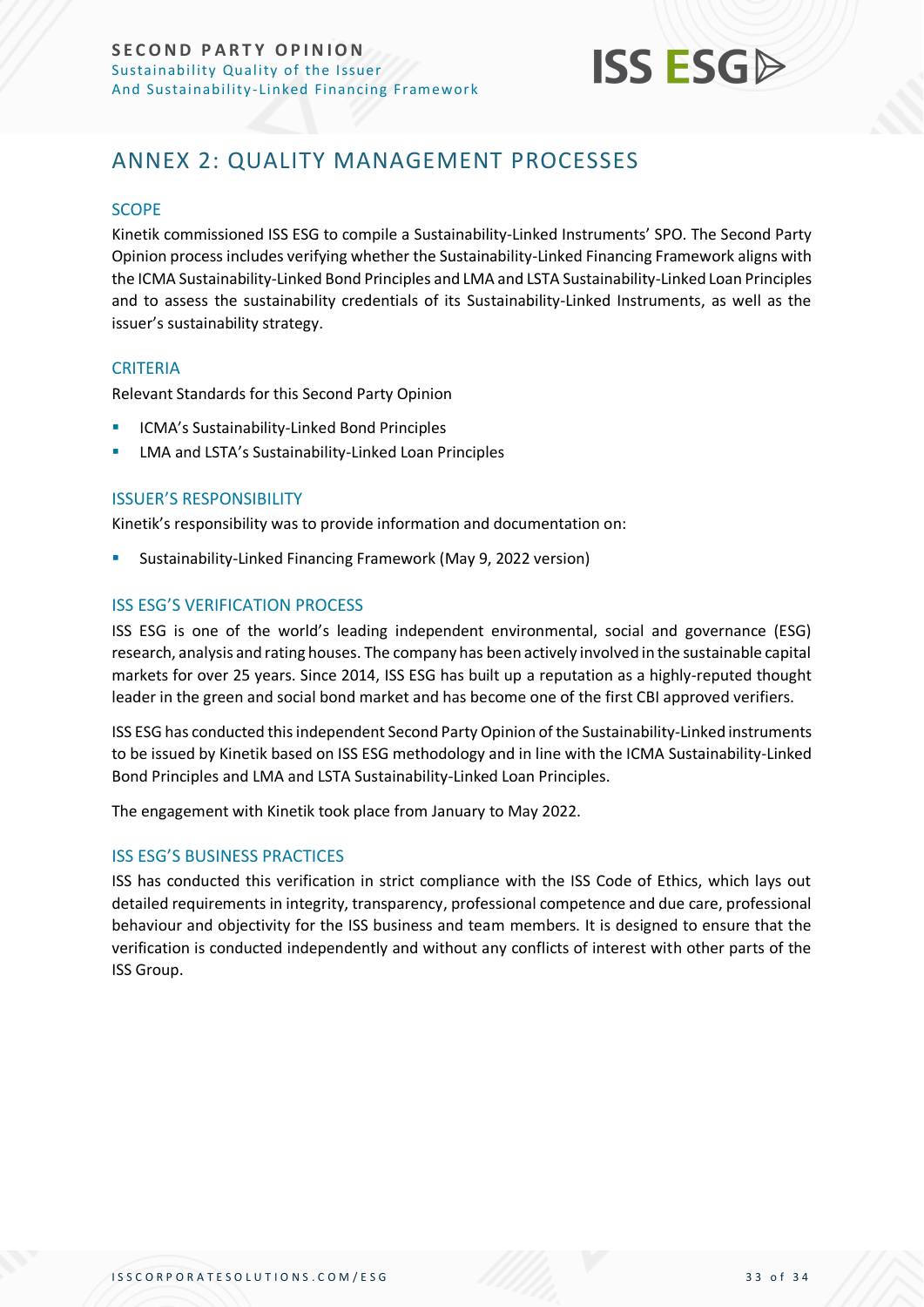## ANNEX 2: QUALITY MANAGEMENT PROCESSES

### SCOPE

Kinetik commissioned ISS ESG to compile a Sustainability-Linked Instruments' SPO. The Second Party Opinion process includes verifying whether the Sustainability-Linked Financing Framework aligns with the ICMA Sustainability-Linked Bond Principles and LMA and LSTA Sustainability-Linked Loan Principles and to assess the sustainability credentials of its Sustainability-Linked Instruments, as well as the issuer's sustainability strategy.

### CRITERIA

Relevant Standards for this Second Party Opinion

- ICMA's Sustainability-Linked Bond Principles
- LMA and LSTA's Sustainability-Linked Loan Principles

### ISSUER'S RESPONSIBILITY

Kinetik's responsibility was to provide information and documentation on:

- Sustainability-Linked Financing Framework (May 9, 2022 version)

### ISS ESG'S VERIFICATION PROCESS

ISS ESG is one of the world's leading independent environmental, social and governance (ESG) research, analysis and rating houses. The company has been actively involved in the sustainable capital markets for over 25 years. Since 2014, ISS ESG has built up a reputation as a highly-reputed thought leader in the green and social bond market and has become one of the first CBI approved verifiers.

ISS ESG has conducted this independent Second Party Opinion of the Sustainability-Linked instruments to be issued by Kinetik based on ISS ESG methodology and in line with the ICMA Sustainability-Linked Bond Principles and LMA and LSTA Sustainability-Linked Loan Principles.

The engagement with Kinetik took place from January to May 2022.

### ISS ESG'S BUSINESS PRACTICES

ISS has conducted this verification in strict compliance with the ISS Code of Ethics, which lays out detailed requirements in integrity, transparency, professional competence and due care, professional behaviour and objectivity for the ISS business and team members. It is designed to ensure that the verification is conducted independently and without any conflicts of interest with other parts of the ISS Group.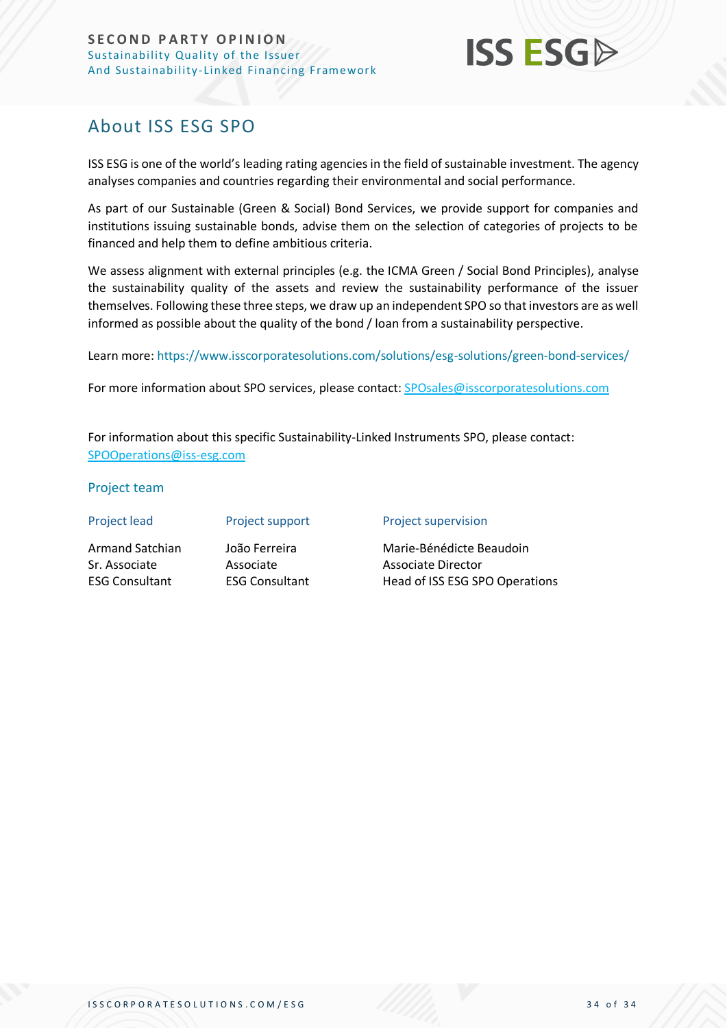## About ISS ESG SPO

ISS ESG is one of the world's leading rating agencies in the field of sustainable investment. The agency analyses companies and countries regarding their environmental and social performance.

As part of our Sustainable (Green & Social) Bond Services, we provide support for companies and institutions issuing sustainable bonds, advise them on the selection of categories of projects to be financed and help them to define ambitious criteria.

We assess alignment with external principles (e.g. the ICMA Green / Social Bond Principles), analyse the sustainability quality of the assets and review the sustainability performance of the issuer themselves. Following these three steps, we draw up an independent SPO so that investors are as well informed as possible about the quality of the bond / loan from a sustainability perspective.

Learn more: https://www.isscorporatesolutions.com/solutions/esg-solutions/green-bond-services/

For more information about SPO services, please contact: SPOsales@isscorporatesolutions.com

For information about this specific Sustainability-Linked Instruments SPO, please contact: SPOOperations@iss-esg.com

### Project team

| Project lead | Project support | Project supervision |
|---|---|---|
| Armand Satchian<br>Sr. Associate<br>ESG Consultant | João Ferreira<br>Associate<br>ESG Consultant | Marie-Bénédicte Beaudoin<br>Associate Director<br>Head of ISS ESG SPO Operations |